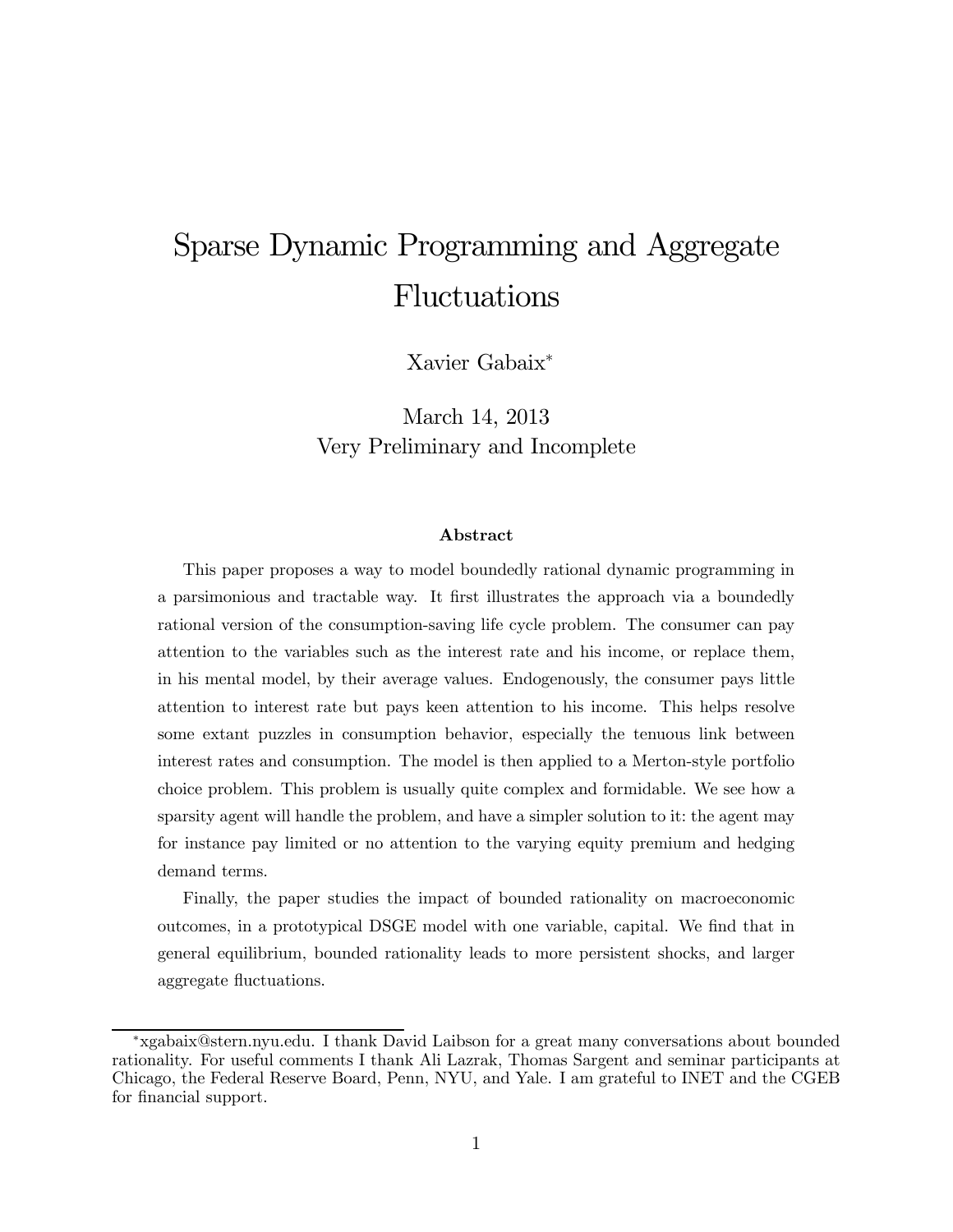# Sparse Dynamic Programming and Aggregate Fluctuations

Xavier Gabaix*

March 14, 2013

Very Preliminary and Incomplete

### Abstract

This paper proposes a way to model boundedly rational dynamic programming in a parsimonious and tractable way. It first illustrates the approach via a boundedly rational version of the consumption-saving life cycle problem. The consumer can pay attention to the variables such as the interest rate and his income, or replace them, in his mental model, by their average values. Endogenously, the consumer pays little attention to interest rate but pays keen attention to his income. This helps resolve some extant puzzles in consumption behavior, especially the tenuous link between interest rates and consumption. The model is then applied to a Merton-style portfolio choice problem. This problem is usually quite complex and formidable. We see how a sparsity agent will handle the problem, and have a simpler solution to it: the agent may for instance pay limited or no attention to the varying equity premium and hedging demand terms.

Finally, the paper studies the impact of bounded rationality on macroeconomic outcomes, in a prototypical DSGE model with one variable, capital. We find that in general equilibrium, bounded rationality leads to more persistent shocks, and larger aggregate fluctuations.

---

*xgabaix@stern.nyu.edu. I thank David Laibson for a great many conversations about bounded rationality. For useful comments I thank Ali Lazrak, Thomas Sargent and seminar participants at Chicago, the Federal Reserve Board, Penn, NYU, and Yale. I am grateful to INET and the CGEB for financial support.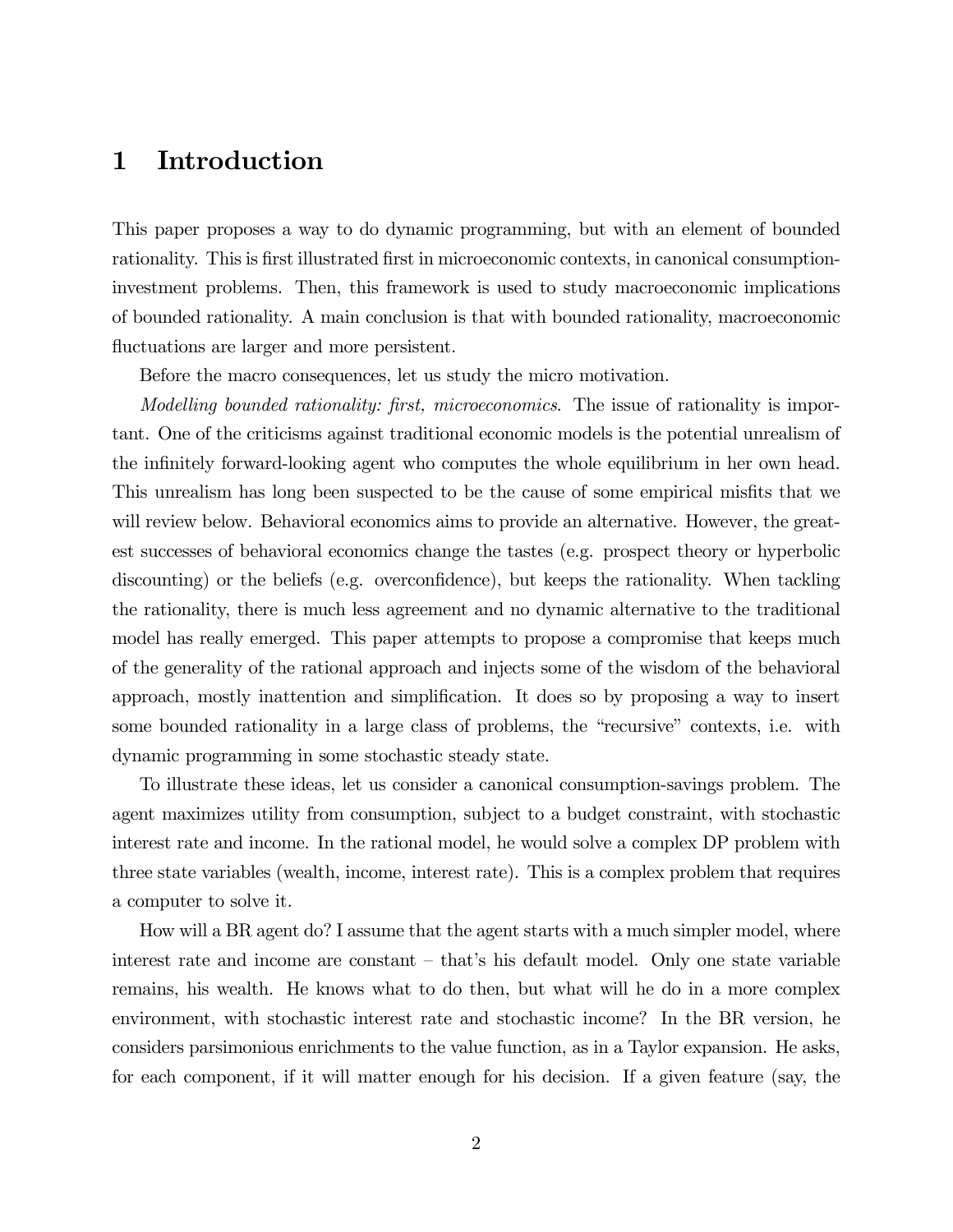# 1 Introduction

This paper proposes a way to do dynamic programming, but with an element of bounded rationality. This is first illustrated first in microeconomic contexts, in canonical consumption-investment problems. Then, this framework is used to study macroeconomic implications of bounded rationality. A main conclusion is that with bounded rationality, macroeconomic fluctuations are larger and more persistent.

Before the macro consequences, let us study the micro motivation.

*Modelling bounded rationality: first, microeconomics.* The issue of rationality is important. One of the criticisms against traditional economic models is the potential unrealism of the infinitely forward-looking agent who computes the whole equilibrium in her own head. This unrealism has long been suspected to be the cause of some empirical misfits that we will review below. Behavioral economics aims to provide an alternative. However, the greatest successes of behavioral economics change the tastes (e.g. prospect theory or hyperbolic discounting) or the beliefs (e.g. overconfidence), but keeps the rationality. When tackling the rationality, there is much less agreement and no dynamic alternative to the traditional model has really emerged. This paper attempts to propose a compromise that keeps much of the generality of the rational approach and injects some of the wisdom of the behavioral approach, mostly inattention and simplification. It does so by proposing a way to insert some bounded rationality in a large class of problems, the "recursive" contexts, i.e. with dynamic programming in some stochastic steady state.

To illustrate these ideas, let us consider a canonical consumption-savings problem. The agent maximizes utility from consumption, subject to a budget constraint, with stochastic interest rate and income. In the rational model, he would solve a complex DP problem with three state variables (wealth, income, interest rate). This is a complex problem that requires a computer to solve it.

How will a BR agent do? I assume that the agent starts with a much simpler model, where interest rate and income are constant – that's his default model. Only one state variable remains, his wealth. He knows what to do then, but what will he do in a more complex environment, with stochastic interest rate and stochastic income? In the BR version, he considers parsimonious enrichments to the value function, as in a Taylor expansion. He asks, for each component, if it will matter enough for his decision. If a given feature (say, the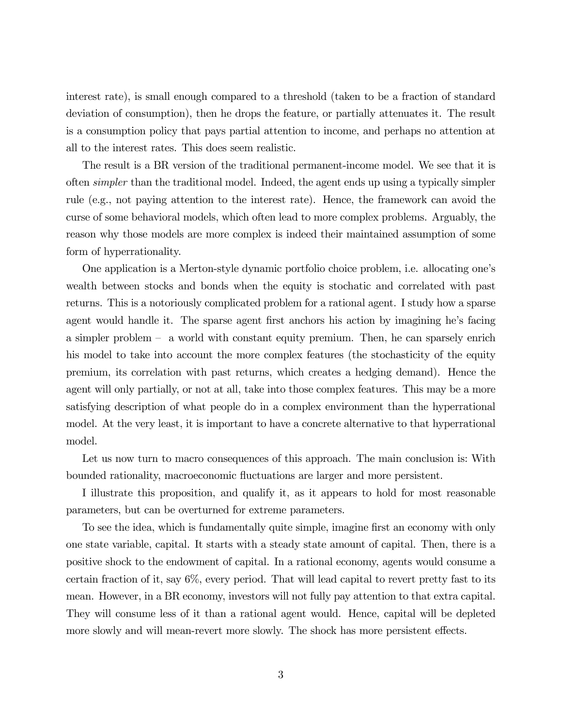interest rate), is small enough compared to a threshold (taken to be a fraction of standard deviation of consumption), then he drops the feature, or partially attenuates it. The result is a consumption policy that pays partial attention to income, and perhaps no attention at all to the interest rates. This does seem realistic.

The result is a BR version of the traditional permanent-income model. We see that it is often *simpler* than the traditional model. Indeed, the agent ends up using a typically simpler rule (e.g., not paying attention to the interest rate). Hence, the framework can avoid the curse of some behavioral models, which often lead to more complex problems. Arguably, the reason why those models are more complex is indeed their maintained assumption of some form of hyperrationality.

One application is a Merton-style dynamic portfolio choice problem, i.e. allocating one's wealth between stocks and bonds when the equity is stochatic and correlated with past returns. This is a notoriously complicated problem for a rational agent. I study how a sparse agent would handle it. The sparse agent first anchors his action by imagining he's facing a simpler problem – a world with constant equity premium. Then, he can sparsely enrich his model to take into account the more complex features (the stochasticity of the equity premium, its correlation with past returns, which creates a hedging demand). Hence the agent will only partially, or not at all, take into those complex features. This may be a more satisfying description of what people do in a complex environment than the hyperrational model. At the very least, it is important to have a concrete alternative to that hyperrational model.

Let us now turn to macro consequences of this approach. The main conclusion is: With bounded rationality, macroeconomic fluctuations are larger and more persistent.

I illustrate this proposition, and qualify it, as it appears to hold for most reasonable parameters, but can be overturned for extreme parameters.

To see the idea, which is fundamentally quite simple, imagine first an economy with only one state variable, capital. It starts with a steady state amount of capital. Then, there is a positive shock to the endowment of capital. In a rational economy, agents would consume a certain fraction of it, say 6%, every period. That will lead capital to revert pretty fast to its mean. However, in a BR economy, investors will not fully pay attention to that extra capital. They will consume less of it than a rational agent would. Hence, capital will be depleted more slowly and will mean-revert more slowly. The shock has more persistent effects.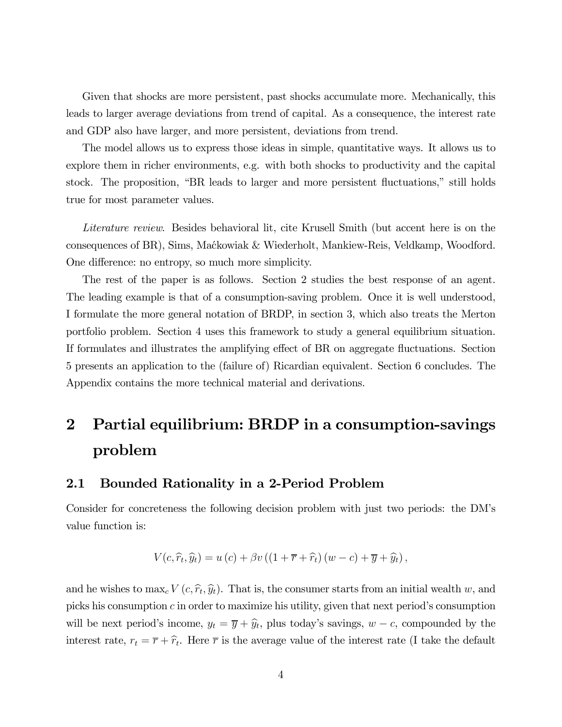Given that shocks are more persistent, past shocks accumulate more. Mechanically, this leads to larger average deviations from trend of capital. As a consequence, the interest rate and GDP also have larger, and more persistent, deviations from trend.

The model allows us to express those ideas in simple, quantitative ways. It allows us to explore them in richer environments, e.g. with both shocks to productivity and the capital stock. The proposition, "BR leads to larger and more persistent fluctuations," still holds true for most parameter values.

*Literature review*. Besides behavioral lit, cite Krusell Smith (but accent here is on the consequences of BR), Sims, Maćkowiak & Wiederholt, Mankiew-Reis, Veldkamp, Woodford. One difference: no entropy, so much more simplicity.

The rest of the paper is as follows. Section 2 studies the best response of an agent. The leading example is that of a consumption-saving problem. Once it is well understood, I formulate the more general notation of BRDP, in section 3, which also treats the Merton portfolio problem. Section 4 uses this framework to study a general equilibrium situation. If formulates and illustrates the amplifying effect of BR on aggregate fluctuations. Section 5 presents an application to the (failure of) Ricardian equivalent. Section 6 concludes. The Appendix contains the more technical material and derivations.

# 2 Partial equilibrium: BRDP in a consumption-savings problem

## 2.1 Bounded Rationality in a 2-Period Problem

Consider for concreteness the following decision problem with just two periods: the DM's value function is:

$$V(c, \widehat{r}_t, \widehat{y}_t) = u(c) + \beta v\left((1 + \overline{r} + \widehat{r}_t)(w - c) + \overline{y} + \widehat{y}_t\right),$$

and he wishes to $\max_c V(c, \widehat{r}_t, \widehat{y}_t)$. That is, the consumer starts from an initial wealth $w$, and picks his consumption $c$ in order to maximize his utility, given that next period's consumption will be next period's income, $y_t = \overline{y} + \widehat{y}_t$, plus today's savings, $w - c$, compounded by the interest rate, $r_t = \overline{r} + \widehat{r}_t$. Here $\overline{r}$ is the average value of the interest rate (I take the default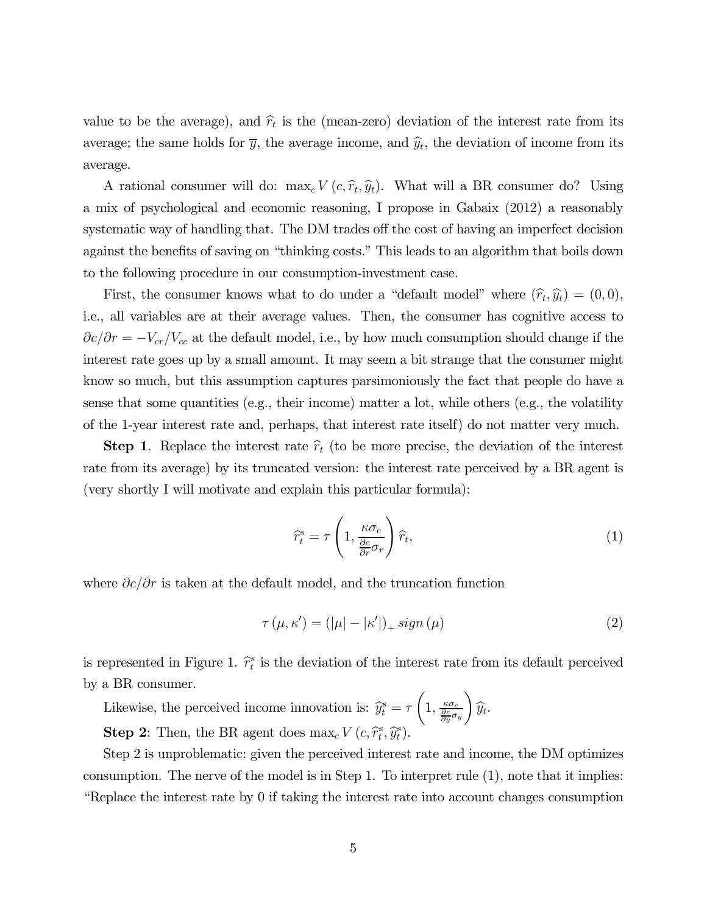value to be the average), and $\widehat{r}_t$ is the (mean-zero) deviation of the interest rate from its average; the same holds for $\overline{y}$, the average income, and $\widehat{y}_t$, the deviation of income from its average.

A rational consumer will do: $\max_c V(c, \widehat{r}_t, \widehat{y}_t)$. What will a BR consumer do? Using a mix of psychological and economic reasoning, I propose in Gabaix (2012) a reasonably systematic way of handling that. The DM trades off the cost of having an imperfect decision against the benefits of saving on "thinking costs." This leads to an algorithm that boils down to the following procedure in our consumption-investment case.

First, the consumer knows what to do under a "default model" where $(\widehat{r}_t, \widehat{y}_t) = (0, 0)$, i.e., all variables are at their average values. Then, the consumer has cognitive access to $\partial c/\partial r = -V_{cr}/V_{cc}$ at the default model, i.e., by how much consumption should change if the interest rate goes up by a small amount. It may seem a bit strange that the consumer might know so much, but this assumption captures parsimoniously the fact that people do have a sense that some quantities (e.g., their income) matter a lot, while others (e.g., the volatility of the 1-year interest rate and, perhaps, that interest rate itself) do not matter very much.

**Step 1**. Replace the interest rate $\widehat{r}_t$ (to be more precise, the deviation of the interest rate from its average) by its truncated version: the interest rate perceived by a BR agent is (very shortly I will motivate and explain this particular formula):

$$\widehat{r}_t^s = \tau\left(1, \frac{\kappa\sigma_c}{\frac{\partial c}{\partial r}\sigma_r}\right)\widehat{r}_t, \tag{1}$$

where $\partial c/\partial r$ is taken at the default model, and the truncation function

$$\tau(\mu, \kappa') = (|\mu| - |\kappa'|)_+ \, sign(\mu) \tag{2}$$

is represented in Figure 1. $\widehat{r}_t^s$ is the deviation of the interest rate from its default perceived by a BR consumer.

Likewise, the perceived income innovation is: $\widehat{y}_t^s = \tau\left(1, \frac{\kappa\sigma_c}{\frac{\partial c}{\partial y}\sigma_y}\right)\widehat{y}_t$.

**Step 2**: Then, the BR agent does $\max_c V(c, \widehat{r}_t^s, \widehat{y}_t^s)$.

Step 2 is unproblematic: given the perceived interest rate and income, the DM optimizes consumption. The nerve of the model is in Step 1. To interpret rule (1), note that it implies: "Replace the interest rate by 0 if taking the interest rate into account changes consumption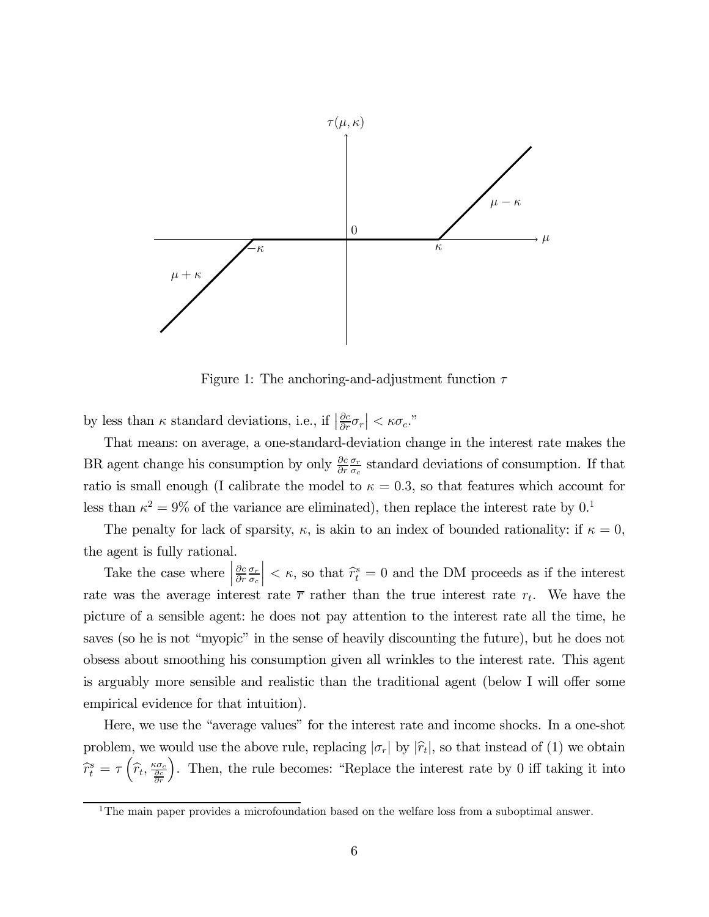Figure 1: The anchoring-and-adjustment function $\tau$

by less than $\kappa$ standard deviations, i.e., if $\left|\frac{\partial c}{\partial r}\sigma_r\right| < \kappa\sigma_c$."

That means: on average, a one-standard-deviation change in the interest rate makes the BR agent change his consumption by only $\frac{\partial c}{\partial r}\frac{\sigma_r}{\sigma_c}$ standard deviations of consumption. If that ratio is small enough (I calibrate the model to $\kappa = 0.3$, so that features which account for less than $\kappa^2 = 9\%$ of the variance are eliminated), then replace the interest rate by 0.[1]

The penalty for lack of sparsity, $\kappa$, is akin to an index of bounded rationality: if $\kappa = 0$, the agent is fully rational.

Take the case where $\left|\frac{\partial c}{\partial r}\frac{\sigma_r}{\sigma_c}\right| < \kappa$, so that $\widehat{r}_t^s = 0$ and the DM proceeds as if the interest rate was the average interest rate $\overline{r}$ rather than the true interest rate $r_t$. We have the picture of a sensible agent: he does not pay attention to the interest rate all the time, he saves (so he is not "myopic" in the sense of heavily discounting the future), but he does not obsess about smoothing his consumption given all wrinkles to the interest rate. This agent is arguably more sensible and realistic than the traditional agent (below I will offer some empirical evidence for that intuition).

Here, we use the "average values" for the interest rate and income shocks. In a one-shot problem, we would use the above rule, replacing $|\sigma_r|$ by $|\widehat{r}_t|$, so that instead of (1) we obtain $\widehat{r}_t^s = \tau\left(\widehat{r}_t, \frac{\kappa\sigma_c}{\frac{\partial c}{\partial r}}\right)$. Then, the rule becomes: "Replace the interest rate by 0 iff taking it into

[1] The main paper provides a microfoundation based on the welfare loss from a suboptimal answer.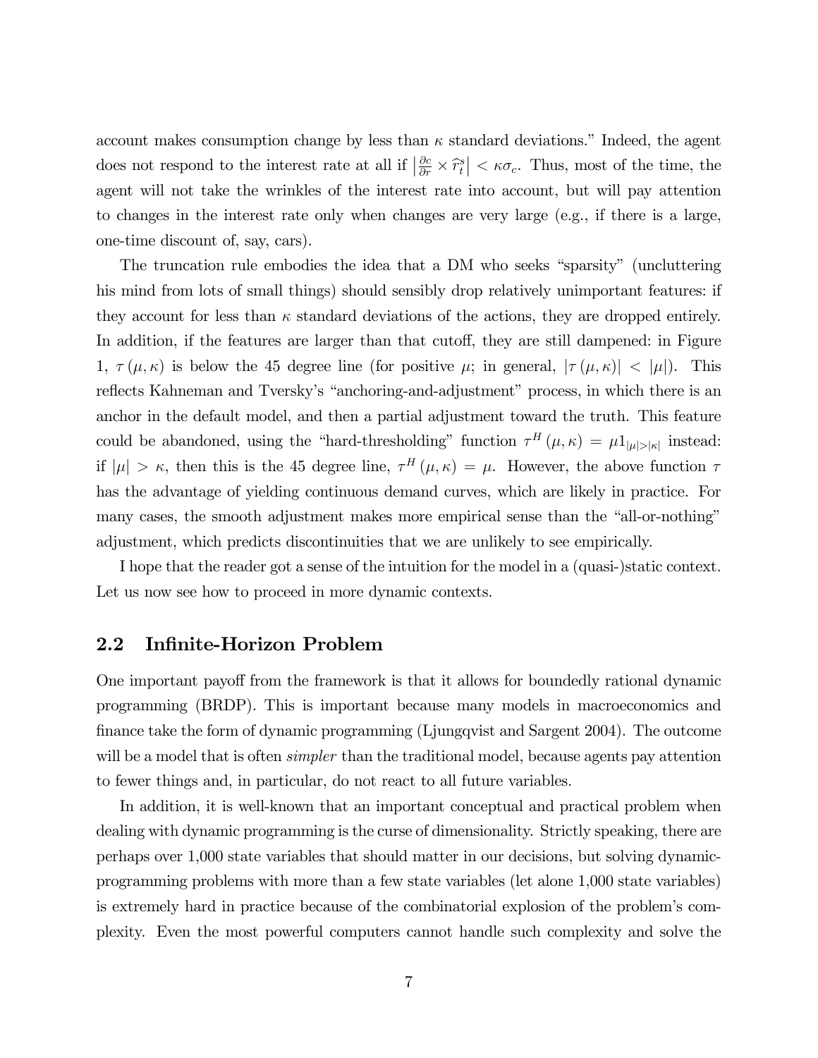account makes consumption change by less than $\kappa$ standard deviations." Indeed, the agent does not respond to the interest rate at all if $\left|\frac{\partial c}{\partial r} \times \widehat{r}_t^s\right| < \kappa \sigma_c$. Thus, most of the time, the agent will not take the wrinkles of the interest rate into account, but will pay attention to changes in the interest rate only when changes are very large (e.g., if there is a large, one-time discount of, say, cars).

The truncation rule embodies the idea that a DM who seeks "sparsity" (uncluttering his mind from lots of small things) should sensibly drop relatively unimportant features: if they account for less than $\kappa$ standard deviations of the actions, they are dropped entirely. In addition, if the features are larger than that cutoff, they are still dampened: in Figure 1, $\tau(\mu, \kappa)$ is below the 45 degree line (for positive $\mu$; in general, $|\tau(\mu, \kappa)| < |\mu|$). This reflects Kahneman and Tversky's "anchoring-and-adjustment" process, in which there is an anchor in the default model, and then a partial adjustment toward the truth. This feature could be abandoned, using the "hard-thresholding" function $\tau^H(\mu, \kappa) = \mu 1_{|\mu| > |\kappa|}$ instead: if $|\mu| > \kappa$, then this is the 45 degree line, $\tau^H(\mu, \kappa) = \mu$. However, the above function $\tau$ has the advantage of yielding continuous demand curves, which are likely in practice. For many cases, the smooth adjustment makes more empirical sense than the "all-or-nothing" adjustment, which predicts discontinuities that we are unlikely to see empirically.

I hope that the reader got a sense of the intuition for the model in a (quasi-)static context. Let us now see how to proceed in more dynamic contexts.

## 2.2 Infinite-Horizon Problem

One important payoff from the framework is that it allows for boundedly rational dynamic programming (BRDP). This is important because many models in macroeconomics and finance take the form of dynamic programming (Ljungqvist and Sargent 2004). The outcome will be a model that is often *simpler* than the traditional model, because agents pay attention to fewer things and, in particular, do not react to all future variables.

In addition, it is well-known that an important conceptual and practical problem when dealing with dynamic programming is the curse of dimensionality. Strictly speaking, there are perhaps over 1,000 state variables that should matter in our decisions, but solving dynamic-programming problems with more than a few state variables (let alone 1,000 state variables) is extremely hard in practice because of the combinatorial explosion of the problem's complexity. Even the most powerful computers cannot handle such complexity and solve the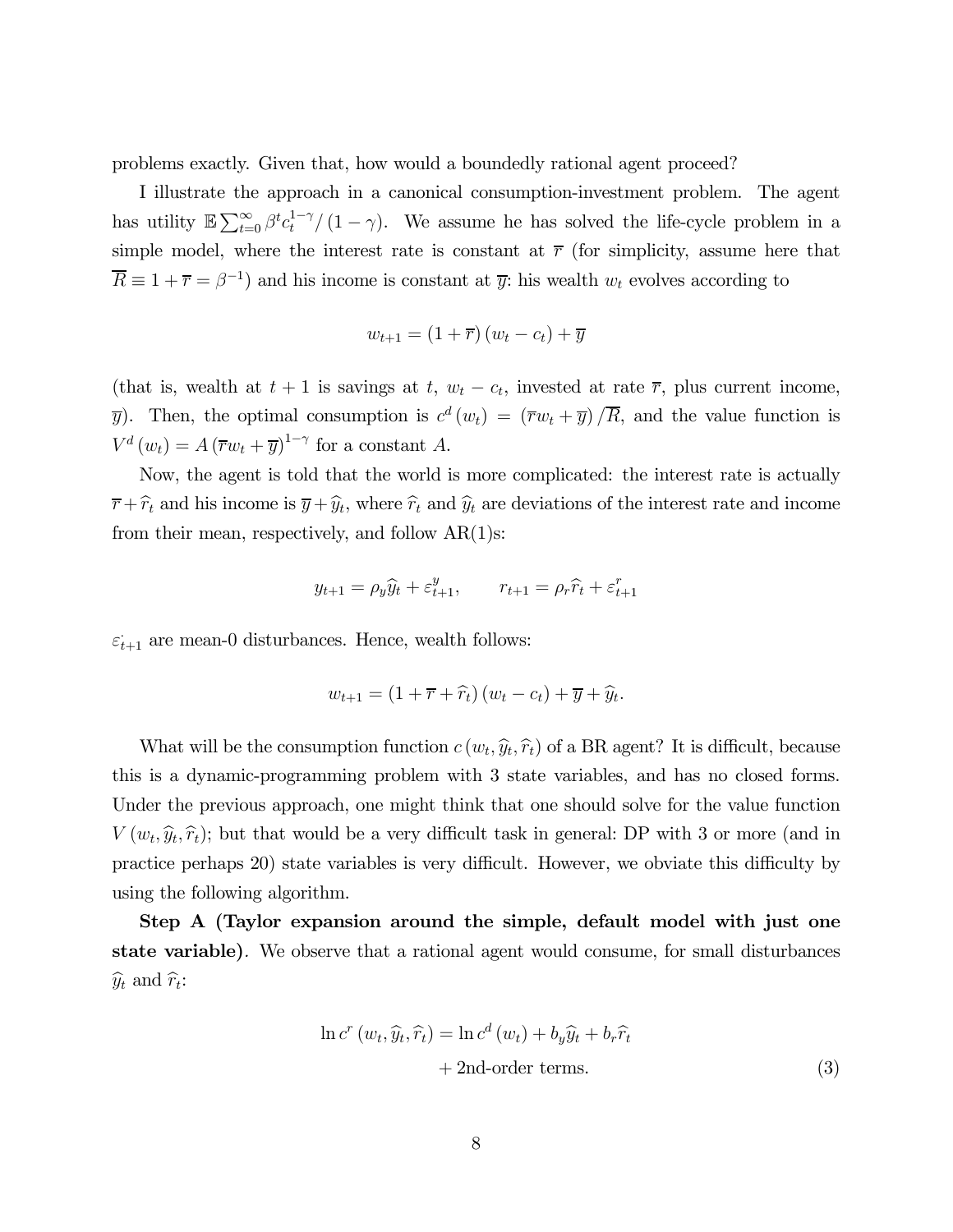problems exactly. Given that, how would a boundedly rational agent proceed?

I illustrate the approach in a canonical consumption-investment problem. The agent has utility $\mathbb{E}\sum_{t=0}^{\infty}\beta^t c_t^{1-\gamma}/(1-\gamma)$. We assume he has solved the life-cycle problem in a simple model, where the interest rate is constant at $\overline{r}$ (for simplicity, assume here that $\overline{R} \equiv 1+\overline{r} = \beta^{-1}$) and his income is constant at $\overline{y}$: his wealth $w_t$ evolves according to

$$w_{t+1} = (1+\overline{r})(w_t - c_t) + \overline{y}$$

(that is, wealth at $t+1$ is savings at $t$, $w_t - c_t$, invested at rate $\overline{r}$, plus current income, $\overline{y}$). Then, the optimal consumption is $c^d(w_t) = (\overline{r}w_t + \overline{y})/\overline{R}$, and the value function is $V^d(w_t) = A(\overline{r}w_t + \overline{y})^{1-\gamma}$ for a constant $A$.

Now, the agent is told that the world is more complicated: the interest rate is actually $\overline{r} + \widehat{r}_t$ and his income is $\overline{y} + \widehat{y}_t$, where $\widehat{r}_t$ and $\widehat{y}_t$ are deviations of the interest rate and income from their mean, respectively, and follow AR(1)s:

$$y_{t+1} = \rho_y \widehat{y}_t + \varepsilon_{t+1}^y, \qquad r_{t+1} = \rho_r \widehat{r}_t + \varepsilon_{t+1}^r$$

$\varepsilon_{t+1}^{\cdot}$ are mean-0 disturbances. Hence, wealth follows:

$$w_{t+1} = (1+\overline{r}+\widehat{r}_t)(w_t - c_t) + \overline{y} + \widehat{y}_t.$$

What will be the consumption function $c(w_t, \widehat{y}_t, \widehat{r}_t)$ of a BR agent? It is difficult, because this is a dynamic-programming problem with 3 state variables, and has no closed forms. Under the previous approach, one might think that one should solve for the value function $V(w_t, \widehat{y}_t, \widehat{r}_t)$; but that would be a very difficult task in general: DP with 3 or more (and in practice perhaps 20) state variables is very difficult. However, we obviate this difficulty by using the following algorithm.

**Step A (Taylor expansion around the simple, default model with just one state variable)**. We observe that a rational agent would consume, for small disturbances $\widehat{y}_t$ and $\widehat{r}_t$:

$$\begin{aligned} \ln c^r(w_t, \widehat{y}_t, \widehat{r}_t) &= \ln c^d(w_t) + b_y \widehat{y}_t + b_r \widehat{r}_t \\ &\quad + \text{2nd-order terms.} \end{aligned} \tag{3}$$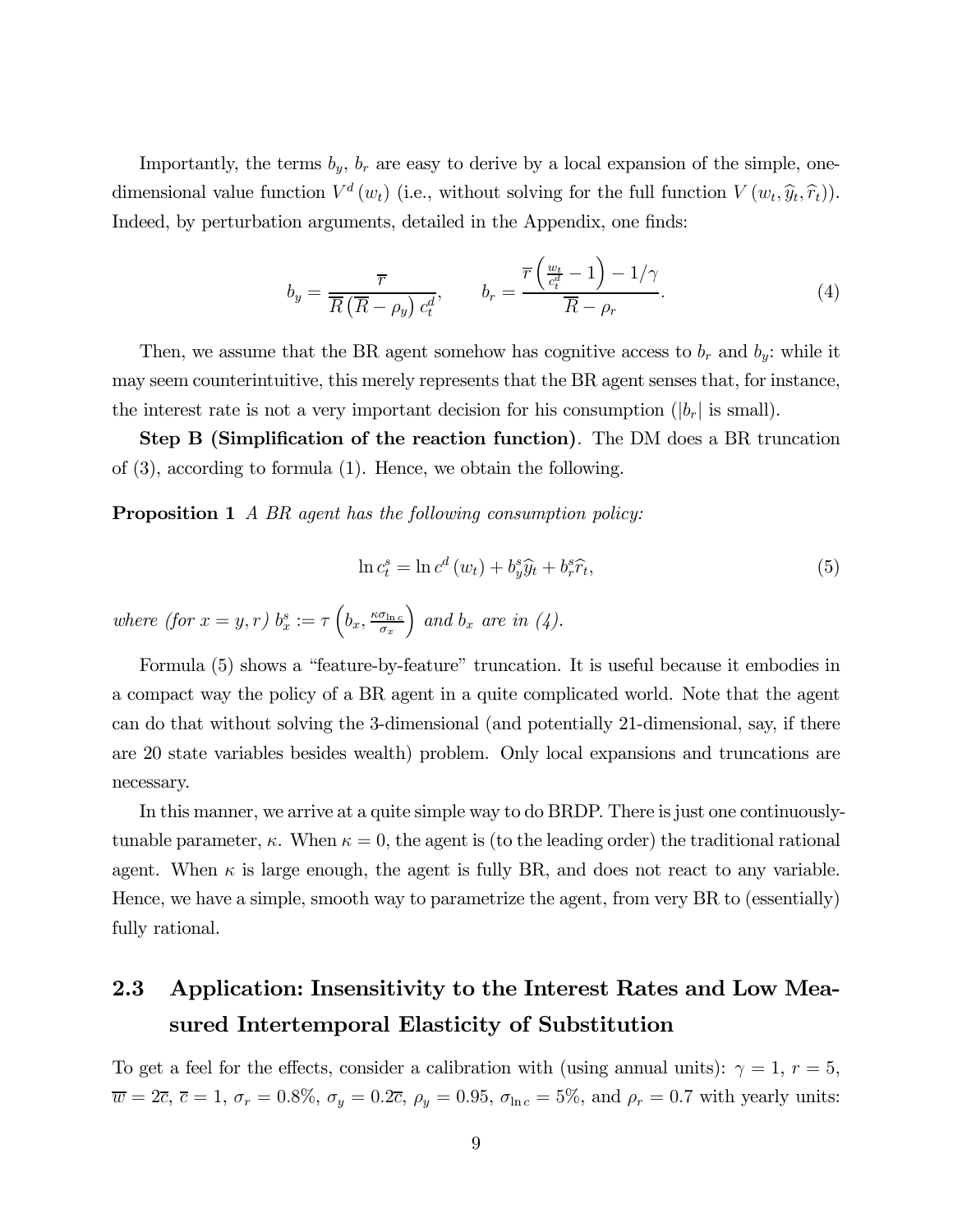Importantly, the terms $b_y$, $b_r$ are easy to derive by a local expansion of the simple, one-dimensional value function $V^d(w_t)$ (i.e., without solving for the full function $V(w_t, \widehat{y}_t, \widehat{r}_t)$). Indeed, by perturbation arguments, detailed in the Appendix, one finds:

$$b_y = \frac{\overline{r}}{\overline{R}\left(\overline{R}-\rho_y\right)c_t^d}, \qquad b_r = \frac{\overline{r}\left(\frac{w_t}{c_t^d}-1\right)-1/\gamma}{\overline{R}-\rho_r}. \tag{4}$$

Then, we assume that the BR agent somehow has cognitive access to $b_r$ and $b_y$: while it may seem counterintuitive, this merely represents that the BR agent senses that, for instance, the interest rate is not a very important decision for his consumption ($|b_r|$ is small).

**Step B (Simplification of the reaction function)**. The DM does a BR truncation of (3), according to formula (1). Hence, we obtain the following.

**Proposition 1** *A BR agent has the following consumption policy:*

$$\ln c_t^s = \ln c^d(w_t) + b_y^s \widehat{y}_t + b_r^s \widehat{r}_t, \tag{5}$$

*where (for $x = y, r$) $b_x^s := \tau\left(b_x, \frac{\kappa\sigma_{\ln c}}{\sigma_x}\right)$ and $b_x$ are in (4).*

Formula (5) shows a "feature-by-feature" truncation. It is useful because it embodies in a compact way the policy of a BR agent in a quite complicated world. Note that the agent can do that without solving the 3-dimensional (and potentially 21-dimensional, say, if there are 20 state variables besides wealth) problem. Only local expansions and truncations are necessary.

In this manner, we arrive at a quite simple way to do BRDP. There is just one continuously-tunable parameter, $\kappa$. When $\kappa = 0$, the agent is (to the leading order) the traditional rational agent. When $\kappa$ is large enough, the agent is fully BR, and does not react to any variable. Hence, we have a simple, smooth way to parametrize the agent, from very BR to (essentially) fully rational.

## 2.3 Application: Insensitivity to the Interest Rates and Low Measured Intertemporal Elasticity of Substitution

To get a feel for the effects, consider a calibration with (using annual units): $\gamma = 1$, $r = 5$, $\overline{w} = 2\overline{c}$, $\overline{c} = 1$, $\sigma_r = 0.8\%$, $\sigma_y = 0.2\overline{c}$, $\rho_y = 0.95$, $\sigma_{\ln c} = 5\%$, and $\rho_r = 0.7$ with yearly units: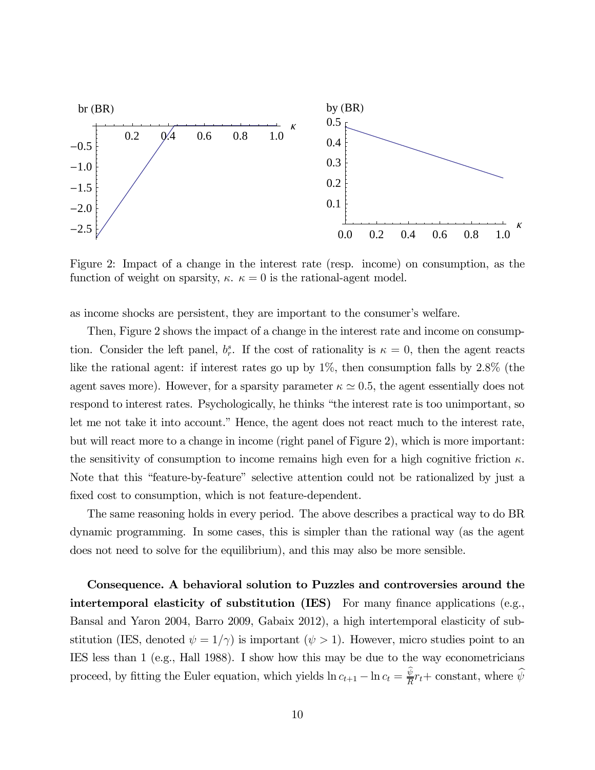Figure 2: Impact of a change in the interest rate (resp. income) on consumption, as the function of weight on sparsity, $\kappa$. $\kappa = 0$ is the rational-agent model.

as income shocks are persistent, they are important to the consumer's welfare.

Then, Figure 2 shows the impact of a change in the interest rate and income on consumption. Consider the left panel, $b_r^s$. If the cost of rationality is $\kappa = 0$, then the agent reacts like the rational agent: if interest rates go up by 1%, then consumption falls by 2.8% (the agent saves more). However, for a sparsity parameter $\kappa \simeq 0.5$, the agent essentially does not respond to interest rates. Psychologically, he thinks "the interest rate is too unimportant, so let me not take it into account." Hence, the agent does not react much to the interest rate, but will react more to a change in income (right panel of Figure 2), which is more important: the sensitivity of consumption to income remains high even for a high cognitive friction $\kappa$. Note that this "feature-by-feature" selective attention could not be rationalized by just a fixed cost to consumption, which is not feature-dependent.

The same reasoning holds in every period. The above describes a practical way to do BR dynamic programming. In some cases, this is simpler than the rational way (as the agent does not need to solve for the equilibrium), and this may also be more sensible.

**Consequence. A behavioral solution to Puzzles and controversies around the intertemporal elasticity of substitution (IES)** For many finance applications (e.g., Bansal and Yaron 2004, Barro 2009, Gabaix 2012), a high intertemporal elasticity of substitution (IES, denoted $\psi = 1/\gamma$) is important ($\psi > 1$). However, micro studies point to an IES less than 1 (e.g., Hall 1988). I show how this may be due to the way econometricians proceed, by fitting the Euler equation, which yields $\ln c_{t+1} - \ln c_t = \frac{\widehat{\psi}}{R} r_t +$ constant, where $\widehat{\psi}$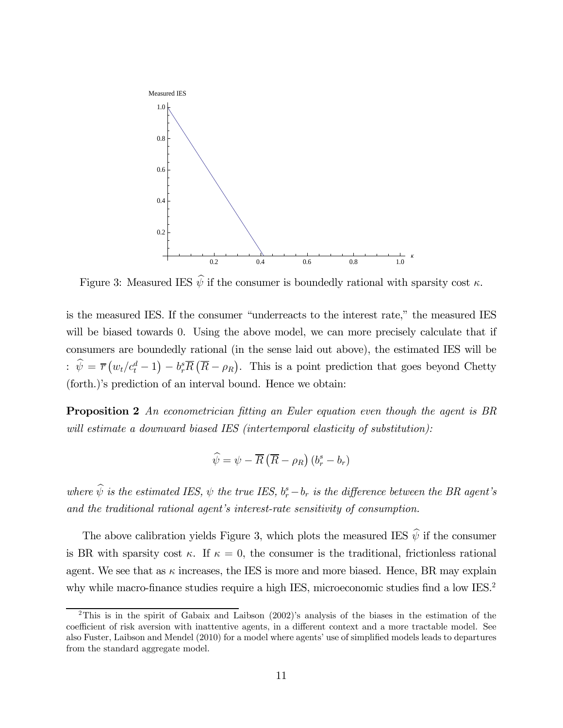Figure 3: Measured IES $\widehat{\psi}$ if the consumer is boundedly rational with sparsity cost $\kappa$.

is the measured IES. If the consumer "underreacts to the interest rate," the measured IES will be biased towards 0. Using the above model, we can more precisely calculate that if consumers are boundedly rational (in the sense laid out above), the estimated IES will be : $\widehat{\psi} = \overline{r}\left(w_t/c_t^d - 1\right) - b_r^s \overline{R}\left(\overline{R} - \rho_R\right)$. This is a point prediction that goes beyond Chetty (forth.)'s prediction of an interval bound. Hence we obtain:

**Proposition 2** *An econometrician fitting an Euler equation even though the agent is BR will estimate a downward biased IES (intertemporal elasticity of substitution):*

$$\widehat{\psi} = \psi - \overline{R}\left(\overline{R} - \rho_R\right)\left(b_r^s - b_r\right)$$

*where $\widehat{\psi}$ is the estimated IES, $\psi$ the true IES, $b_r^s - b_r$ is the difference between the BR agent's and the traditional rational agent's interest-rate sensitivity of consumption.*

The above calibration yields Figure 3, which plots the measured IES $\widehat{\psi}$ if the consumer is BR with sparsity cost $\kappa$. If $\kappa = 0$, the consumer is the traditional, frictionless rational agent. We see that as $\kappa$ increases, the IES is more and more biased. Hence, BR may explain why while macro-finance studies require a high IES, microeconomic studies find a low IES.[2]

[2] This is in the spirit of Gabaix and Laibson (2002)'s analysis of the biases in the estimation of the coefficient of risk aversion with inattentive agents, in a different context and a more tractable model. See also Fuster, Laibson and Mendel (2010) for a model where agents' use of simplified models leads to departures from the standard aggregate model.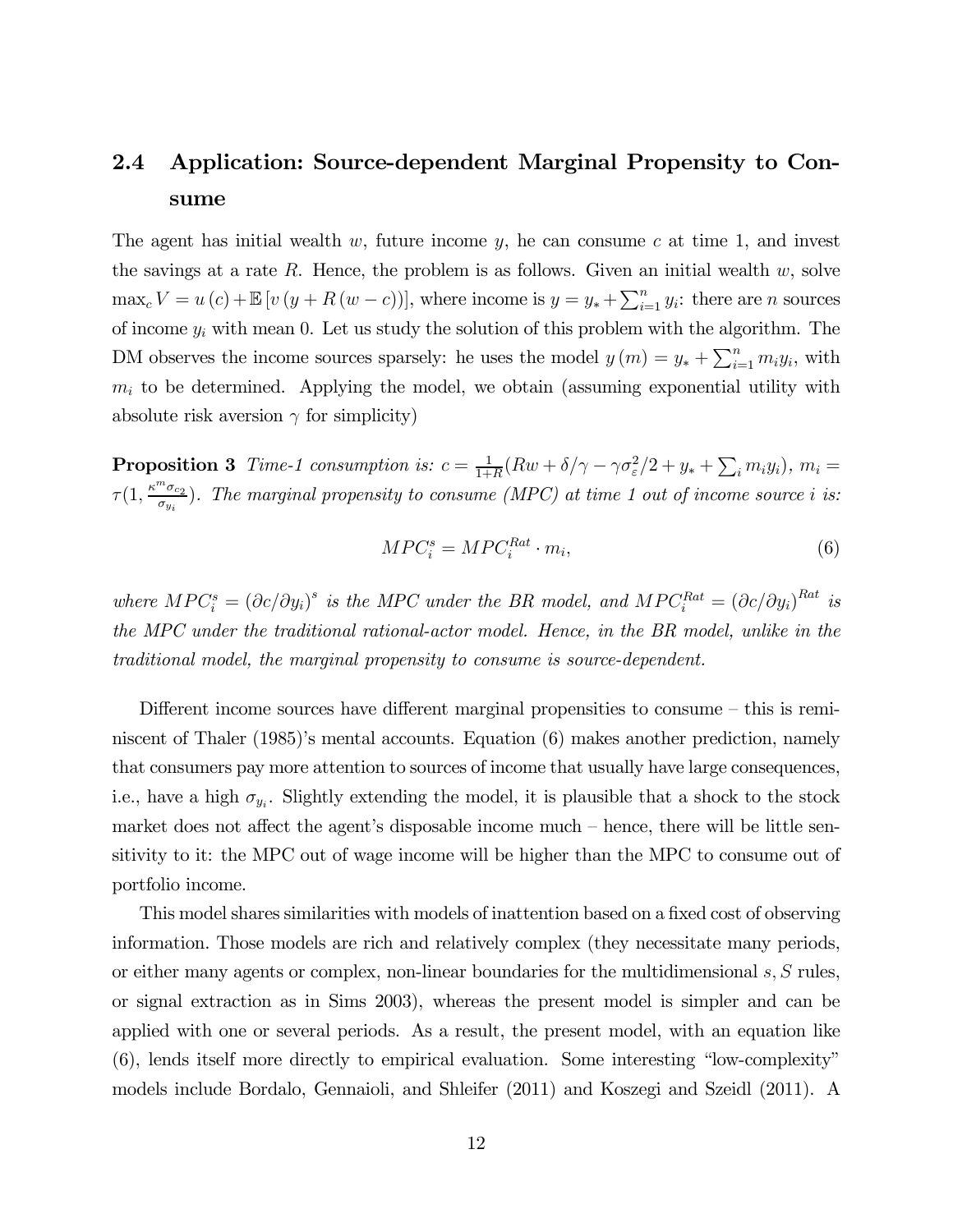### 2.4 Application: Source-dependent Marginal Propensity to Consume

The agent has initial wealth $w$, future income $y$, he can consume $c$ at time 1, and invest the savings at a rate $R$. Hence, the problem is as follows. Given an initial wealth $w$, solve $\max_c V = u(c) + \mathbb{E}\left[v\left(y + R\left(w - c\right)\right)\right]$, where income is $y = y_* + \sum_{i=1}^{n} y_i$: there are $n$ sources of income $y_i$ with mean 0. Let us study the solution of this problem with the algorithm. The DM observes the income sources sparsely: he uses the model $y(m) = y_* + \sum_{i=1}^{n} m_i y_i$, with $m_i$ to be determined. Applying the model, we obtain (assuming exponential utility with absolute risk aversion $\gamma$ for simplicity)

**Proposition 3** *Time-1 consumption is:* $c = \frac{1}{1+R}(Rw + \delta/\gamma - \gamma\sigma_\varepsilon^2/2 + y_* + \sum_i m_i y_i)$, $m_i = \tau(1, \frac{\kappa^m \sigma_{c_2}}{\sigma_{y_i}})$. *The marginal propensity to consume (MPC) at time 1 out of income source $i$ is:*

$$MPC_i^s = MPC_i^{Rat} \cdot m_i, \tag{6}$$

*where $MPC_i^s = (\partial c/\partial y_i)^s$ is the MPC under the BR model, and $MPC_i^{Rat} = (\partial c/\partial y_i)^{Rat}$ is the MPC under the traditional rational-actor model. Hence, in the BR model, unlike in the traditional model, the marginal propensity to consume is source-dependent.*

Different income sources have different marginal propensities to consume – this is reminiscent of Thaler (1985)'s mental accounts. Equation (6) makes another prediction, namely that consumers pay more attention to sources of income that usually have large consequences, i.e., have a high $\sigma_{y_i}$. Slightly extending the model, it is plausible that a shock to the stock market does not affect the agent's disposable income much – hence, there will be little sensitivity to it: the MPC out of wage income will be higher than the MPC to consume out of portfolio income.

This model shares similarities with models of inattention based on a fixed cost of observing information. Those models are rich and relatively complex (they necessitate many periods, or either many agents or complex, non-linear boundaries for the multidimensional $s, S$ rules, or signal extraction as in Sims 2003), whereas the present model is simpler and can be applied with one or several periods. As a result, the present model, with an equation like (6), lends itself more directly to empirical evaluation. Some interesting "low-complexity" models include Bordalo, Gennaioli, and Shleifer (2011) and Koszegi and Szeidl (2011). A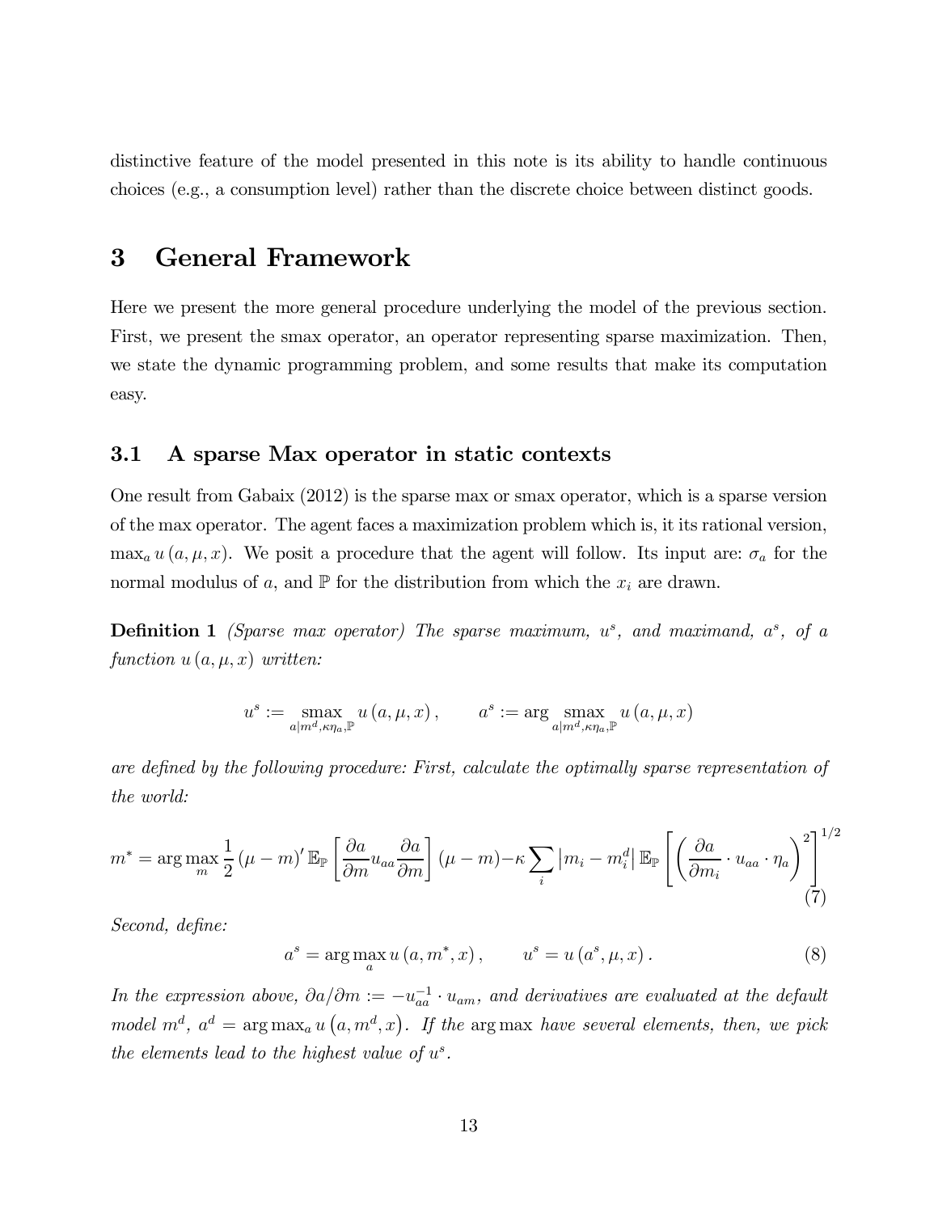distinctive feature of the model presented in this note is its ability to handle continuous choices (e.g., a consumption level) rather than the discrete choice between distinct goods.

# 3 General Framework

Here we present the more general procedure underlying the model of the previous section. First, we present the smax operator, an operator representing sparse maximization. Then, we state the dynamic programming problem, and some results that make its computation easy.

## 3.1 A sparse Max operator in static contexts

One result from Gabaix (2012) is the sparse max or smax operator, which is a sparse version of the max operator. The agent faces a maximization problem which is, it its rational version, $\max_a u(a, \mu, x)$. We posit a procedure that the agent will follow. Its input are: $\sigma_a$ for the normal modulus of $a$, and $\mathbb{P}$ for the distribution from which the $x_i$ are drawn.

**Definition 1** *(Sparse max operator) The sparse maximum, $u^s$, and maximand, $a^s$, of a function $u(a, \mu, x)$ written:*

$$u^s := \underset{a|m^d, \kappa\eta_a, \mathbb{P}}{\text{smax}} \; u(a, \mu, x), \qquad a^s := \arg \underset{a|m^d, \kappa\eta_a, \mathbb{P}}{\text{smax}} \; u(a, \mu, x)$$

*are defined by the following procedure: First, calculate the optimally sparse representation of the world:*

$$m^* = \arg\max_m \frac{1}{2}(\mu - m)' \, \mathbb{E}_{\mathbb{P}}\left[\frac{\partial a}{\partial m} u_{aa} \frac{\partial a}{\partial m}\right](\mu - m) - \kappa \sum_i \left|m_i - m_i^d\right| \mathbb{E}_{\mathbb{P}}\left[\left(\frac{\partial a}{\partial m_i} \cdot u_{aa} \cdot \eta_a\right)^2\right]^{1/2} \tag{7}$$

*Second, define:*

$$a^s = \arg\max_a u(a, m^*, x), \qquad u^s = u(a^s, \mu, x). \tag{8}$$

*In the expression above, $\partial a / \partial m := -u_{aa}^{-1} \cdot u_{am}$, and derivatives are evaluated at the default model $m^d$, $a^d = \arg\max_a u(a, m^d, x)$. If the* arg max *have several elements, then, we pick the elements lead to the highest value of $u^s$.*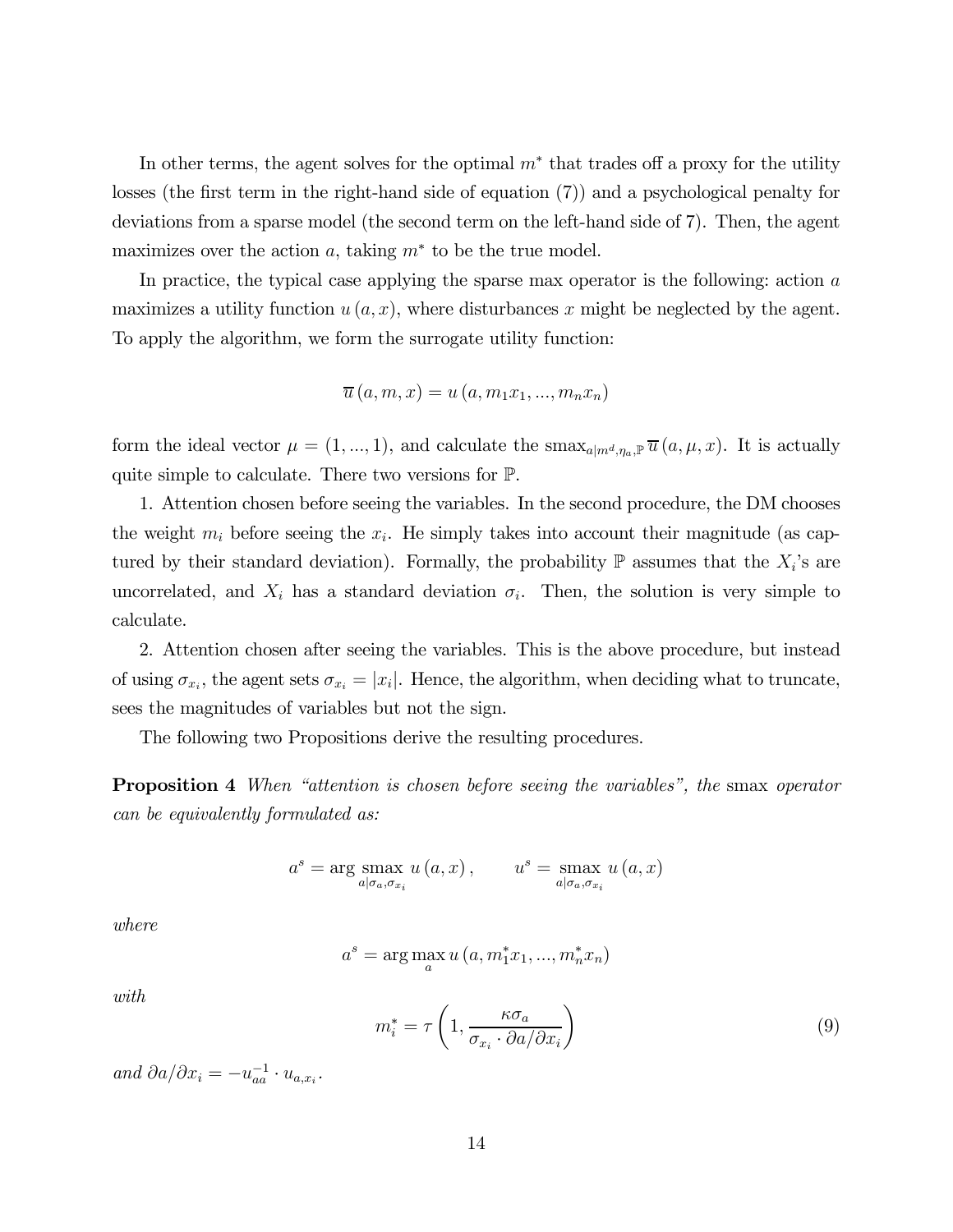In other terms, the agent solves for the optimal $m^*$ that trades off a proxy for the utility losses (the first term in the right-hand side of equation (7)) and a psychological penalty for deviations from a sparse model (the second term on the left-hand side of 7). Then, the agent maximizes over the action $a$, taking $m^*$ to be the true model.

In practice, the typical case applying the sparse max operator is the following: action $a$ maximizes a utility function $u(a, x)$, where disturbances $x$ might be neglected by the agent. To apply the algorithm, we form the surrogate utility function:

$$\overline{u}(a, m, x) = u(a, m_1 x_1, ..., m_n x_n)$$

form the ideal vector $\mu = (1, ..., 1)$, and calculate the $\text{smax}_{a|m^d, \eta_a, \mathbb{P}} \overline{u}(a, \mu, x)$. It is actually quite simple to calculate. There two versions for $\mathbb{P}$.

1. Attention chosen before seeing the variables. In the second procedure, the DM chooses the weight $m_i$ before seeing the $x_i$. He simply takes into account their magnitude (as captured by their standard deviation). Formally, the probability $\mathbb{P}$ assumes that the $X_i$'s are uncorrelated, and $X_i$ has a standard deviation $\sigma_i$. Then, the solution is very simple to calculate.

2. Attention chosen after seeing the variables. This is the above procedure, but instead of using $\sigma_{x_i}$, the agent sets $\sigma_{x_i} = |x_i|$. Hence, the algorithm, when deciding what to truncate, sees the magnitudes of variables but not the sign.

The following two Propositions derive the resulting procedures.

**Proposition 4** *When "attention is chosen before seeing the variables", the* smax *operator can be equivalently formulated as:*

$$a^s = \arg \underset{a|\sigma_a, \sigma_{x_i}}{\text{smax}}\, u(a, x), \qquad u^s = \underset{a|\sigma_a, \sigma_{x_i}}{\text{smax}}\, u(a, x)$$

*where*

$$a^s = \arg\max_a u(a, m_1^* x_1, ..., m_n^* x_n)$$

*with*

$$m_i^* = \tau \left(1, \frac{\kappa \sigma_a}{\sigma_{x_i} \cdot \partial a / \partial x_i}\right) \tag{9}$$

*and* $\partial a / \partial x_i = -u_{aa}^{-1} \cdot u_{a, x_i}$.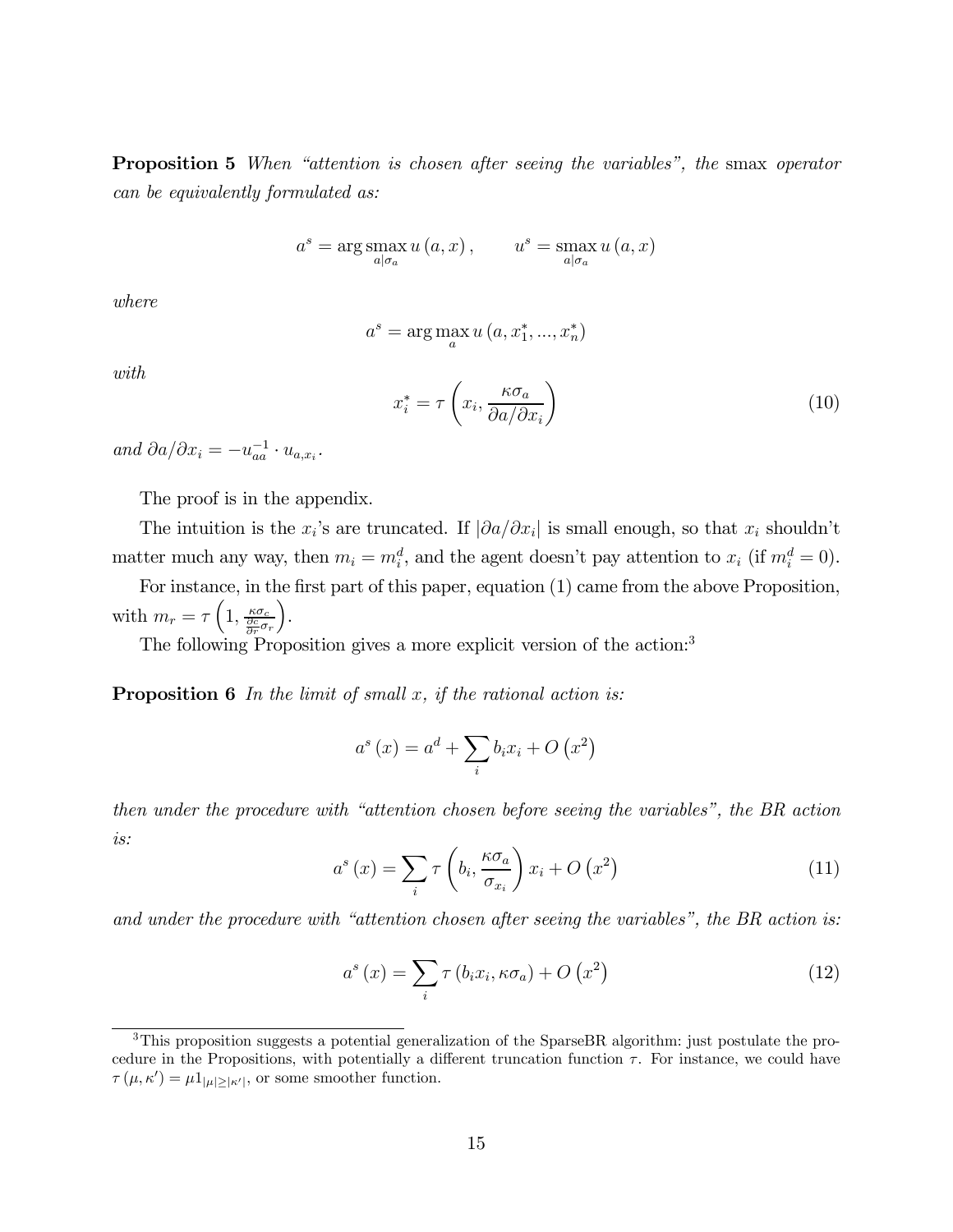**Proposition 5** *When "attention is chosen after seeing the variables", the* smax *operator can be equivalently formulated as:*

$$a^s = \arg \underset{a|\sigma_a}{\text{smax}}\, u(a, x), \qquad u^s = \underset{a|\sigma_a}{\text{smax}}\, u(a, x)$$

*where*

$$a^s = \arg \max_a u(a, x_1^*, ..., x_n^*)$$

*with*

$$x_i^* = \tau\left(x_i, \frac{\kappa \sigma_a}{\partial a / \partial x_i}\right) \tag{10}$$

*and* $\partial a / \partial x_i = -u_{aa}^{-1} \cdot u_{a,x_i}$.

The proof is in the appendix.

The intuition is the $x_i$'s are truncated. If $|\partial a / \partial x_i|$ is small enough, so that $x_i$ shouldn't matter much any way, then $m_i = m_i^d$, and the agent doesn't pay attention to $x_i$ (if $m_i^d = 0$).

For instance, in the first part of this paper, equation (1) came from the above Proposition, with $m_r = \tau\left(1, \frac{\kappa \sigma_c}{\frac{\partial c}{\partial r} \sigma_r}\right)$.

The following Proposition gives a more explicit version of the action:[3]

**Proposition 6** *In the limit of small $x$, if the rational action is:*

$$a^s(x) = a^d + \sum_i b_i x_i + O\left(x^2\right)$$

*then under the procedure with "attention chosen before seeing the variables", the BR action is:*

$$a^s(x) = \sum_i \tau\left(b_i, \frac{\kappa \sigma_a}{\sigma_{x_i}}\right) x_i + O\left(x^2\right) \tag{11}$$

*and under the procedure with "attention chosen after seeing the variables", the BR action is:*

$$a^s(x) = \sum_i \tau\left(b_i x_i, \kappa \sigma_a\right) + O\left(x^2\right) \tag{12}$$

[3] This proposition suggests a potential generalization of the SparseBR algorithm: just postulate the procedure in the Propositions, with potentially a different truncation function $\tau$. For instance, we could have $\tau(\mu, \kappa') = \mu 1_{|\mu| \geq |\kappa'|}$, or some smoother function.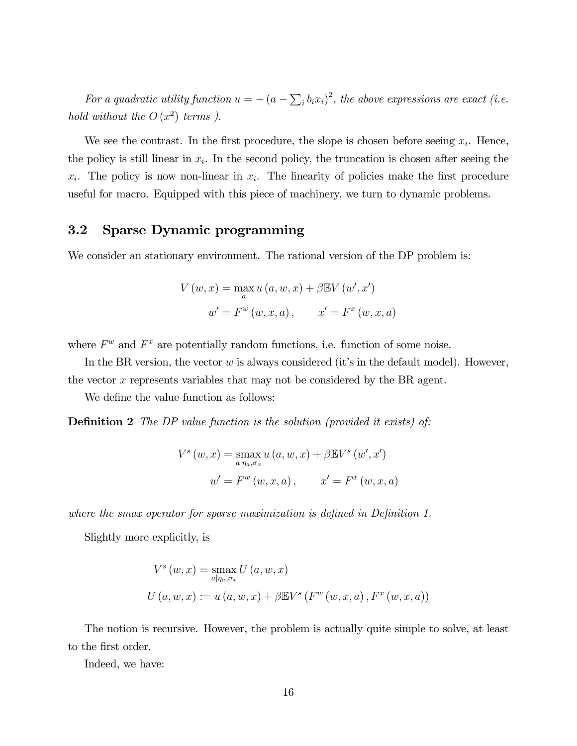*For a quadratic utility function $u = -\left(a - \sum_i b_i x_i\right)^2$, the above expressions are exact (i.e. hold without the $O\left(x^2\right)$ terms ).*

We see the contrast. In the first procedure, the slope is chosen before seeing $x_i$. Hence, the policy is still linear in $x_i$. In the second policy, the truncation is chosen after seeing the $x_i$. The policy is now non-linear in $x_i$. The linearity of policies make the first procedure useful for macro. Equipped with this piece of machinery, we turn to dynamic problems.

## 3.2 Sparse Dynamic programming

We consider an stationary environment. The rational version of the DP problem is:

$$
\begin{aligned}
V(w,x) &= \max_a u(a,w,x) + \beta \mathbb{E} V(w',x') \\
w' &= F^w(w,x,a), \qquad x' = F^x(w,x,a)
\end{aligned}
$$

where $F^w$ and $F^x$ are potentially random functions, i.e. function of some noise.

In the BR version, the vector $w$ is always considered (it's in the default model). However, the vector $x$ represents variables that may not be considered by the BR agent.

We define the value function as follows:

**Definition 2** *The DP value function is the solution (provided it exists) of:*

$$
\begin{aligned}
V^s(w,x) &= \operatorname*{smax}_{a|\eta_a,\sigma_x} u(a,w,x) + \beta \mathbb{E} V^s(w',x') \\
w' &= F^w(w,x,a), \qquad x' = F^x(w,x,a)
\end{aligned}
$$

*where the smax operator for sparse maximization is defined in Definition 1.*

Slightly more explicitly, is

$$
\begin{aligned}
V^s(w,x) &= \operatorname*{smax}_{a|\eta_a,\sigma_x} U(a,w,x) \\
U(a,w,x) &:= u(a,w,x) + \beta \mathbb{E} V^s\left(F^w(w,x,a), F^x(w,x,a)\right)
\end{aligned}
$$

The notion is recursive. However, the problem is actually quite simple to solve, at least to the first order.

Indeed, we have: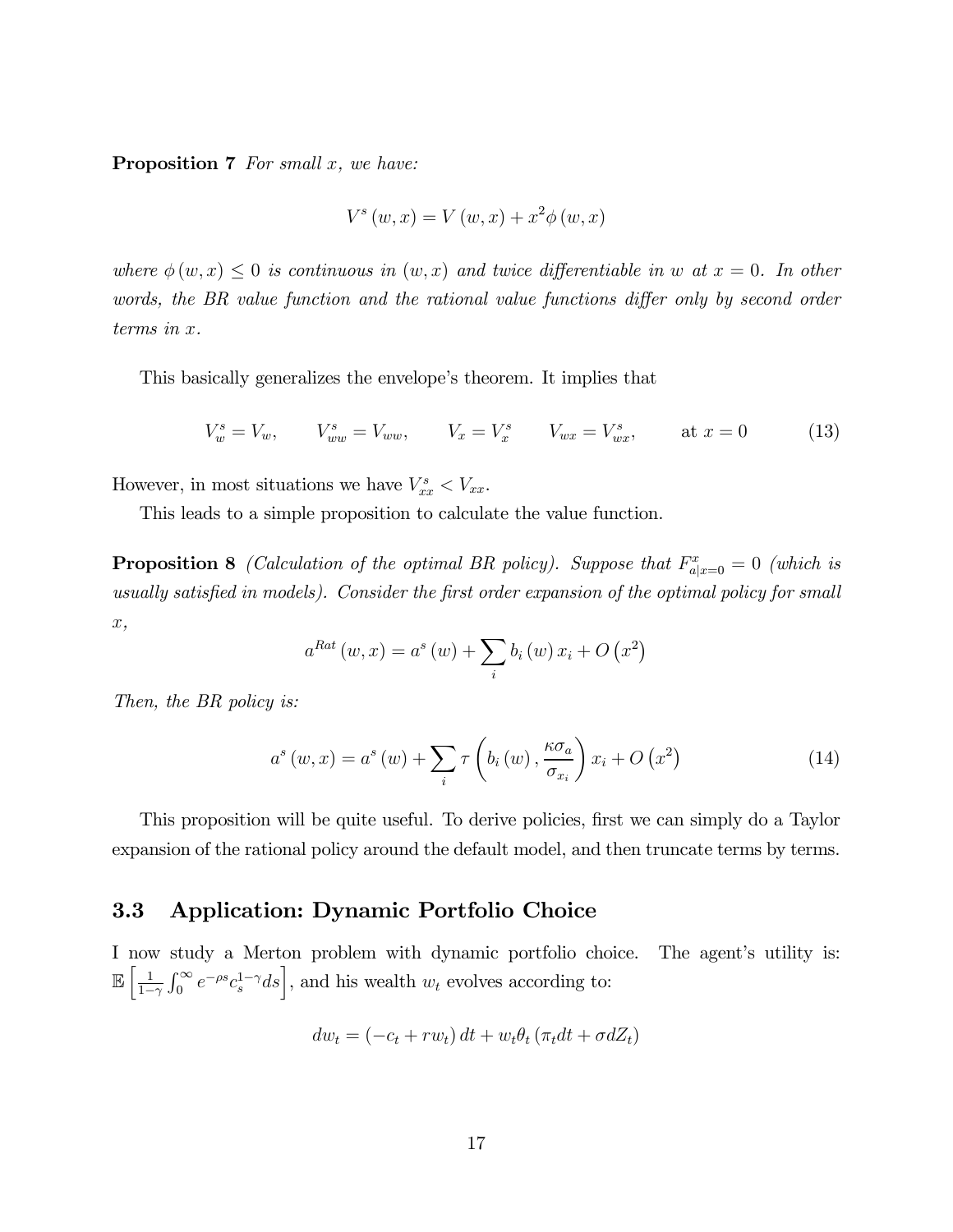**Proposition 7** *For small $x$, we have:*

$$V^s(w,x) = V(w,x) + x^2\phi(w,x)$$

*where $\phi(w,x) \leq 0$ is continuous in $(w,x)$ and twice differentiable in $w$ at $x=0$. In other words, the BR value function and the rational value functions differ only by second order terms in $x$.*

This basically generalizes the envelope's theorem. It implies that

$$V_w^s = V_w, \qquad V_{ww}^s = V_{ww}, \qquad V_x = V_x^s \qquad V_{wx} = V_{wx}^s, \qquad \text{at } x = 0 \tag{13}$$

However, in most situations we have $V_{xx}^s < V_{xx}$.

This leads to a simple proposition to calculate the value function.

**Proposition 8** *(Calculation of the optimal BR policy). Suppose that $F_{a|x=0}^x = 0$ (which is usually satisfied in models). Consider the first order expansion of the optimal policy for small $x$,*

$$a^{Rat}(w,x) = a^s(w) + \sum_i b_i(w)\, x_i + O\left(x^2\right)$$

*Then, the BR policy is:*

$$a^s(w,x) = a^s(w) + \sum_i \tau\left(b_i(w), \frac{\kappa\sigma_a}{\sigma_{x_i}}\right) x_i + O\left(x^2\right) \tag{14}$$

This proposition will be quite useful. To derive policies, first we can simply do a Taylor expansion of the rational policy around the default model, and then truncate terms by terms.

### 3.3 Application: Dynamic Portfolio Choice

I now study a Merton problem with dynamic portfolio choice. The agent's utility is: $\mathbb{E}\left[\frac{1}{1-\gamma}\int_0^\infty e^{-\rho s} c_s^{1-\gamma} ds\right]$, and his wealth $w_t$ evolves according to:

$$dw_t = (-c_t + rw_t)\,dt + w_t\theta_t\left(\pi_t dt + \sigma dZ_t\right)$$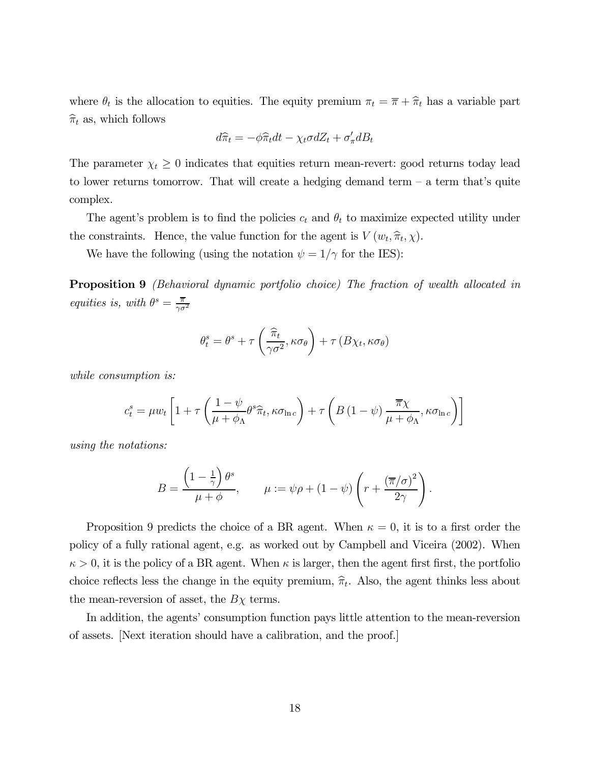where $\theta_t$ is the allocation to equities. The equity premium $\pi_t = \overline{\pi} + \widehat{\pi}_t$ has a variable part $\widehat{\pi}_t$ as, which follows

$$d\widehat{\pi}_t = -\phi \widehat{\pi}_t dt - \chi_t \sigma dZ_t + \sigma_\pi' dB_t$$

The parameter $\chi_t \geq 0$ indicates that equities return mean-revert: good returns today lead to lower returns tomorrow. That will create a hedging demand term – a term that's quite complex.

The agent's problem is to find the policies $c_t$ and $\theta_t$ to maximize expected utility under the constraints. Hence, the value function for the agent is $V(w_t, \widehat{\pi}_t, \chi)$.

We have the following (using the notation $\psi = 1/\gamma$ for the IES):

**Proposition 9** *(Behavioral dynamic portfolio choice) The fraction of wealth allocated in equities is, with* $\theta^s = \frac{\overline{\pi}}{\gamma \sigma^2}$

$$\theta_t^s = \theta^s + \tau\left(\frac{\widehat{\pi}_t}{\gamma \sigma^2}, \kappa \sigma_\theta\right) + \tau\left(B\chi_t, \kappa\sigma_\theta\right)$$

*while consumption is:*

$$c_t^s = \mu w_t \left[1 + \tau\left(\frac{1-\psi}{\mu + \phi_\Lambda}\theta^s \widehat{\pi}_t, \kappa \sigma_{\ln c}\right) + \tau\left(B\left(1-\psi\right)\frac{\overline{\pi}\chi}{\mu + \phi_\Lambda}, \kappa\sigma_{\ln c}\right)\right]$$

*using the notations:*

$$B = \frac{\left(1 - \frac{1}{\gamma}\right)\theta^s}{\mu + \phi}, \qquad \mu := \psi\rho + (1-\psi)\left(r + \frac{\left(\overline{\pi}/\sigma\right)^2}{2\gamma}\right).$$

Proposition 9 predicts the choice of a BR agent. When $\kappa = 0$, it is to a first order the policy of a fully rational agent, e.g. as worked out by Campbell and Viceira (2002). When $\kappa > 0$, it is the policy of a BR agent. When $\kappa$ is larger, then the agent first first, the portfolio choice reflects less the change in the equity premium, $\widehat{\pi}_t$. Also, the agent thinks less about the mean-reversion of asset, the $B\chi$ terms.

In addition, the agents' consumption function pays little attention to the mean-reversion of assets. [Next iteration should have a calibration, and the proof.]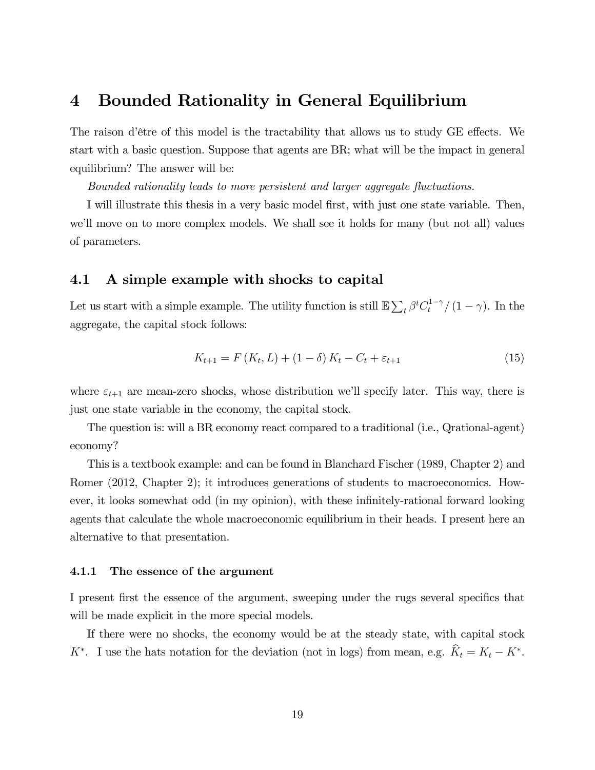# 4 Bounded Rationality in General Equilibrium

The raison d'être of this model is the tractability that allows us to study GE effects. We start with a basic question. Suppose that agents are BR; what will be the impact in general equilibrium? The answer will be:

*Bounded rationality leads to more persistent and larger aggregate fluctuations.*

I will illustrate this thesis in a very basic model first, with just one state variable. Then, we'll move on to more complex models. We shall see it holds for many (but not all) values of parameters.

## 4.1 A simple example with shocks to capital

Let us start with a simple example. The utility function is still $\mathbb{E}\sum_t \beta^t C_t^{1-\gamma}/(1-\gamma)$. In the aggregate, the capital stock follows:

$$K_{t+1} = F(K_t, L) + (1-\delta) K_t - C_t + \varepsilon_{t+1} \tag{15}$$

where $\varepsilon_{t+1}$ are mean-zero shocks, whose distribution we'll specify later. This way, there is just one state variable in the economy, the capital stock.

The question is: will a BR economy react compared to a traditional (i.e., Qrational-agent) economy?

This is a textbook example: and can be found in Blanchard Fischer (1989, Chapter 2) and Romer (2012, Chapter 2); it introduces generations of students to macroeconomics. However, it looks somewhat odd (in my opinion), with these infinitely-rational forward looking agents that calculate the whole macroeconomic equilibrium in their heads. I present here an alternative to that presentation.

### 4.1.1 The essence of the argument

I present first the essence of the argument, sweeping under the rugs several specifics that will be made explicit in the more special models.

If there were no shocks, the economy would be at the steady state, with capital stock $K^*$. I use the hats notation for the deviation (not in logs) from mean, e.g. $\widehat{K}_t = K_t - K^*$.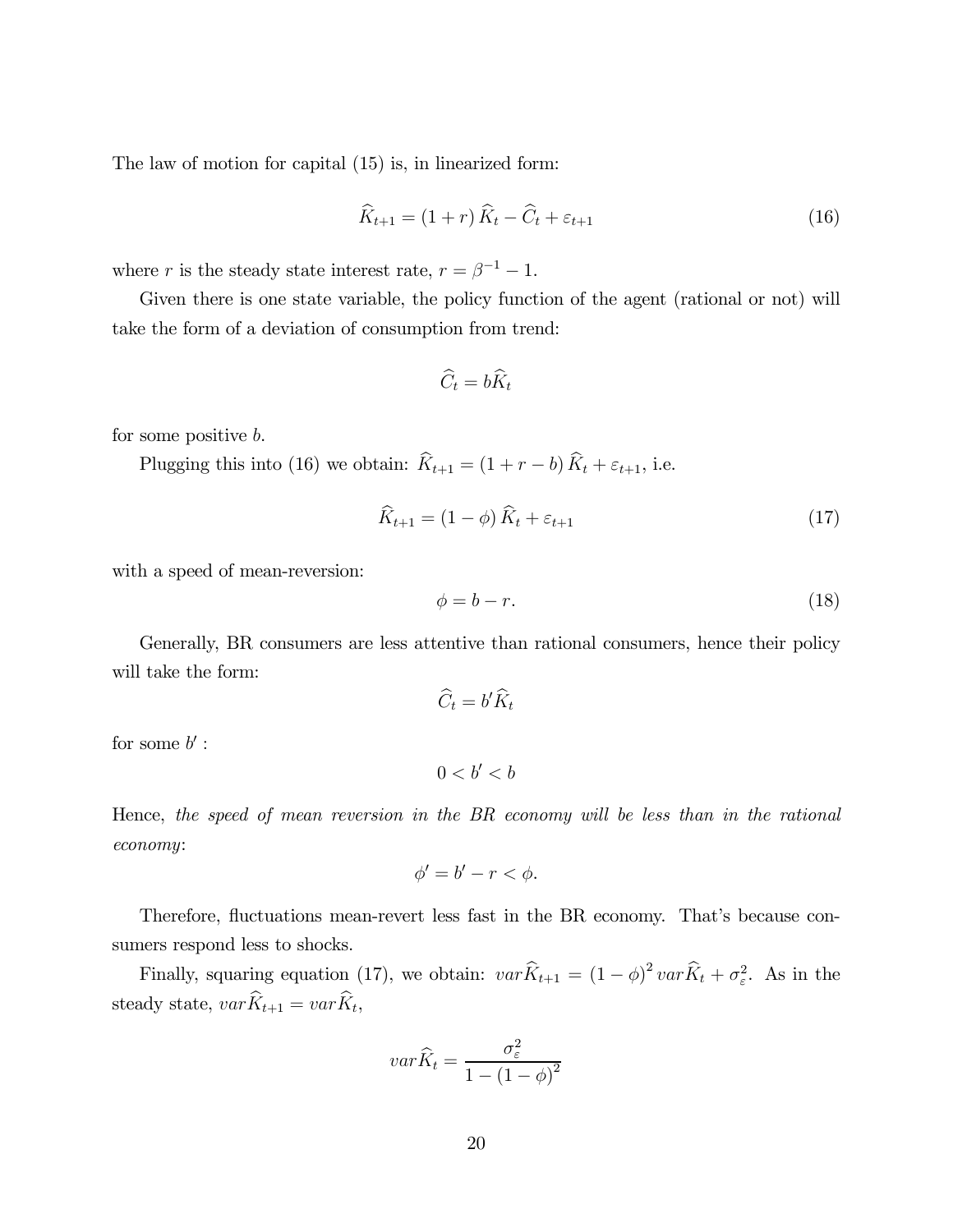The law of motion for capital (15) is, in linearized form:

$$\widehat{K}_{t+1} = (1+r)\,\widehat{K}_t - \widehat{C}_t + \varepsilon_{t+1} \tag{16}$$

where $r$ is the steady state interest rate, $r = \beta^{-1} - 1$.

Given there is one state variable, the policy function of the agent (rational or not) will take the form of a deviation of consumption from trend:

$$\widehat{C}_t = b\widehat{K}_t$$

for some positive $b$.

Plugging this into (16) we obtain: $\widehat{K}_{t+1} = (1+r-b)\,\widehat{K}_t + \varepsilon_{t+1}$, i.e.

$$\widehat{K}_{t+1} = (1-\phi)\,\widehat{K}_t + \varepsilon_{t+1} \tag{17}$$

with a speed of mean-reversion:

$$\phi = b - r. \tag{18}$$

Generally, BR consumers are less attentive than rational consumers, hence their policy will take the form:

$$\widehat{C}_t = b'\widehat{K}_t$$

for some $b'$ :

$$0 < b' < b$$

Hence, *the speed of mean reversion in the BR economy will be less than in the rational economy*:

$$\phi' = b' - r < \phi.$$

Therefore, fluctuations mean-revert less fast in the BR economy. That's because consumers respond less to shocks.

Finally, squaring equation (17), we obtain: $var\widehat{K}_{t+1} = (1-\phi)^2\, var\widehat{K}_t + \sigma_\varepsilon^2$. As in the steady state, $var\widehat{K}_{t+1} = var\widehat{K}_t$,

$$var\widehat{K}_t = \frac{\sigma_\varepsilon^2}{1-(1-\phi)^2}$$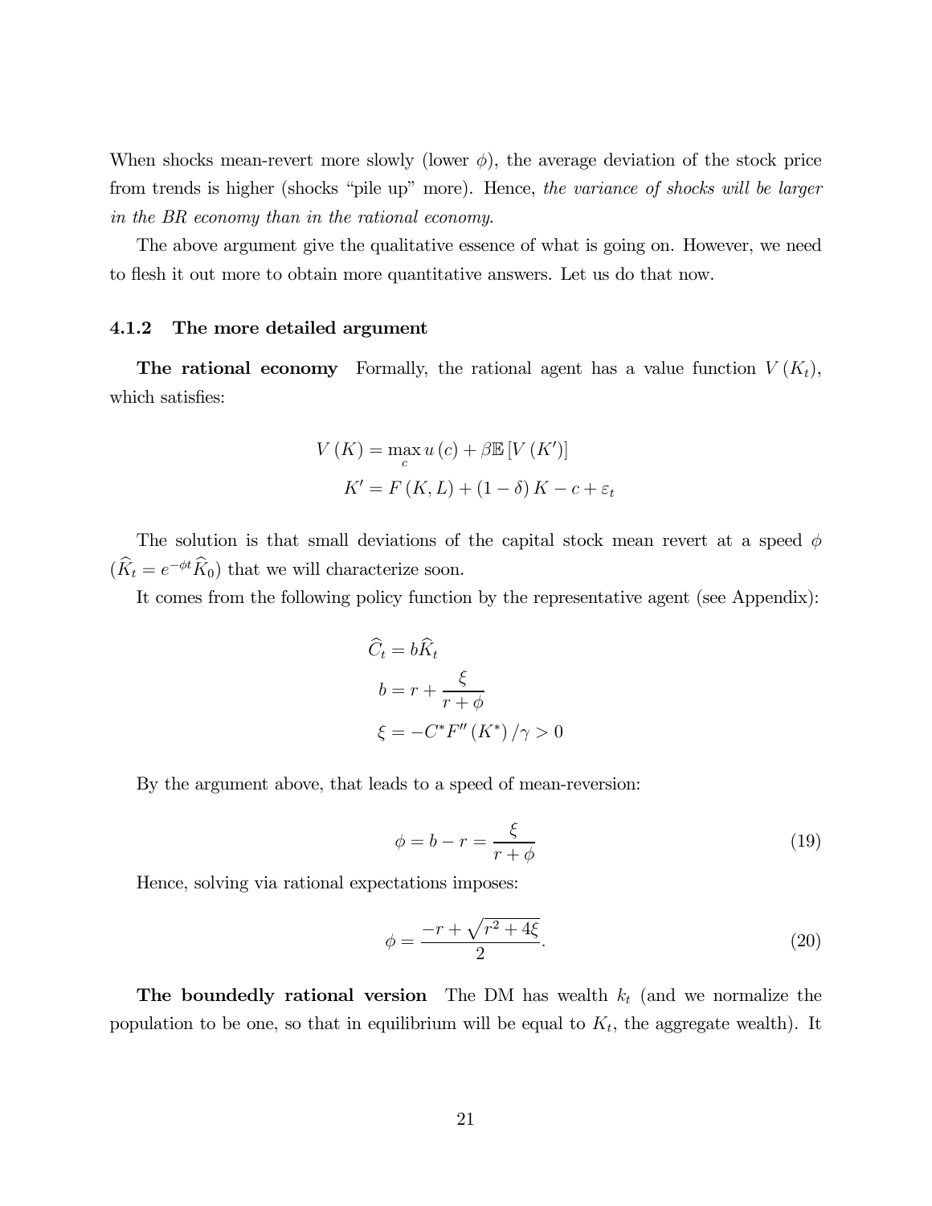When shocks mean-revert more slowly (lower $\phi$), the average deviation of the stock price from trends is higher (shocks "pile up" more). Hence, *the variance of shocks will be larger in the BR economy than in the rational economy.*

The above argument give the qualitative essence of what is going on. However, we need to flesh it out more to obtain more quantitative answers. Let us do that now.

### 4.1.2 The more detailed argument

**The rational economy** Formally, the rational agent has a value function $V(K_t)$, which satisfies:

$$
\begin{aligned}
V(K) &= \max_c u(c) + \beta \mathbb{E}\left[V(K')\right] \\
K' &= F(K, L) + (1-\delta) K - c + \varepsilon_t
\end{aligned}
$$

The solution is that small deviations of the capital stock mean revert at a speed $\phi$ ($\widehat{K}_t = e^{-\phi t}\widehat{K}_0$) that we will characterize soon.

It comes from the following policy function by the representative agent (see Appendix):

$$
\begin{aligned}
\widehat{C}_t &= b\widehat{K}_t \\
b &= r + \frac{\xi}{r+\phi} \\
\xi &= -C^* F''(K^*)/\gamma > 0
\end{aligned}
$$

By the argument above, that leads to a speed of mean-reversion:

$$
\phi = b - r = \frac{\xi}{r+\phi} \tag{19}
$$

Hence, solving via rational expectations imposes:

$$
\phi = \frac{-r + \sqrt{r^2 + 4\xi}}{2}. \tag{20}
$$

**The boundedly rational version** The DM has wealth $k_t$ (and we normalize the population to be one, so that in equilibrium will be equal to $K_t$, the aggregate wealth). It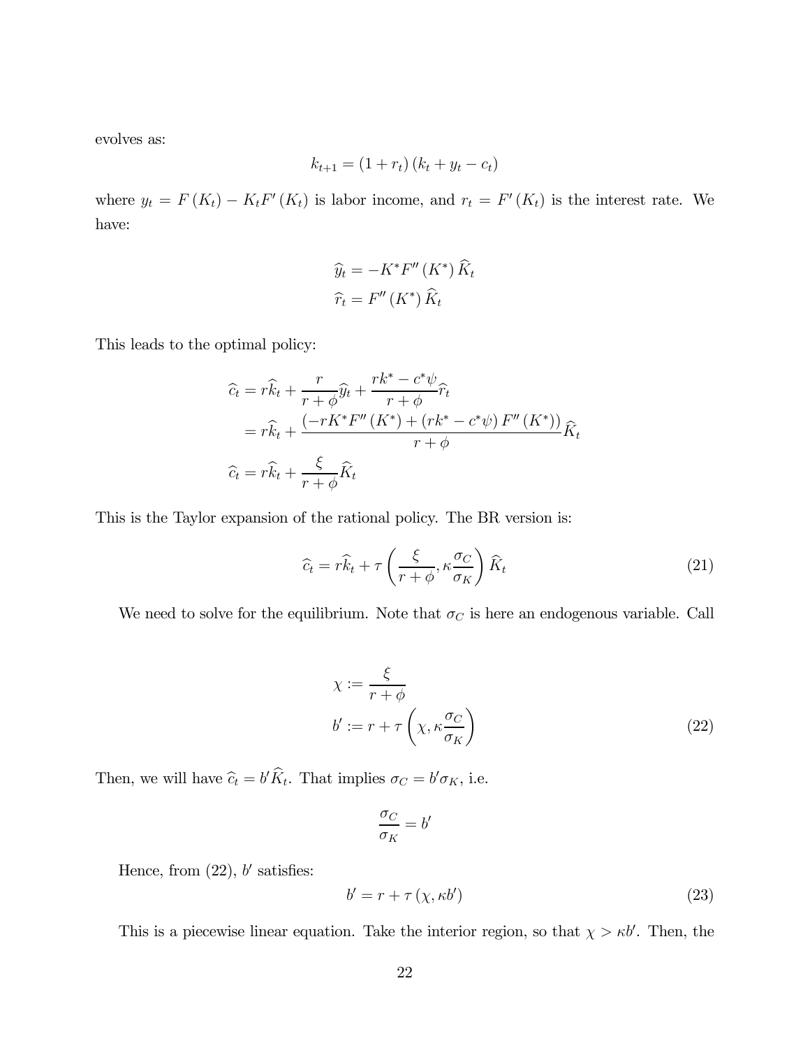evolves as:

$$k_{t+1} = (1 + r_t)(k_t + y_t - c_t)$$

where $y_t = F(K_t) - K_t F'(K_t)$ is labor income, and $r_t = F'(K_t)$ is the interest rate. We have:

$$\widehat{y}_t = -K^* F''(K^*) \widehat{K}_t$$
$$\widehat{r}_t = F''(K^*) \widehat{K}_t$$

This leads to the optimal policy:

$$\begin{aligned}
\widehat{c}_t &= r\widehat{k}_t + \frac{r}{r+\phi}\widehat{y}_t + \frac{rk^* - c^*\psi}{r+\phi}\widehat{r}_t \\
&= r\widehat{k}_t + \frac{\left(-rK^* F''(K^*) + (rk^* - c^*\psi) F''(K^*)\right)}{r+\phi}\widehat{K}_t \\
\widehat{c}_t &= r\widehat{k}_t + \frac{\xi}{r+\phi}\widehat{K}_t
\end{aligned}$$

This is the Taylor expansion of the rational policy. The BR version is:

$$\widehat{c}_t = r\widehat{k}_t + \tau\left(\frac{\xi}{r+\phi}, \kappa\frac{\sigma_C}{\sigma_K}\right)\widehat{K}_t \tag{21}$$

We need to solve for the equilibrium. Note that $\sigma_C$ is here an endogenous variable. Call

$$\begin{aligned}
\chi &:= \frac{\xi}{r+\phi} \\
b' &:= r + \tau\left(\chi, \kappa\frac{\sigma_C}{\sigma_K}\right)
\end{aligned} \tag{22}$$

Then, we will have $\widehat{c}_t = b'\widehat{K}_t$. That implies $\sigma_C = b'\sigma_K$, i.e.

$$\frac{\sigma_C}{\sigma_K} = b'$$

Hence, from (22), $b'$ satisfies:

$$b' = r + \tau(\chi, \kappa b') \tag{23}$$

This is a piecewise linear equation. Take the interior region, so that $\chi > \kappa b'$. Then, the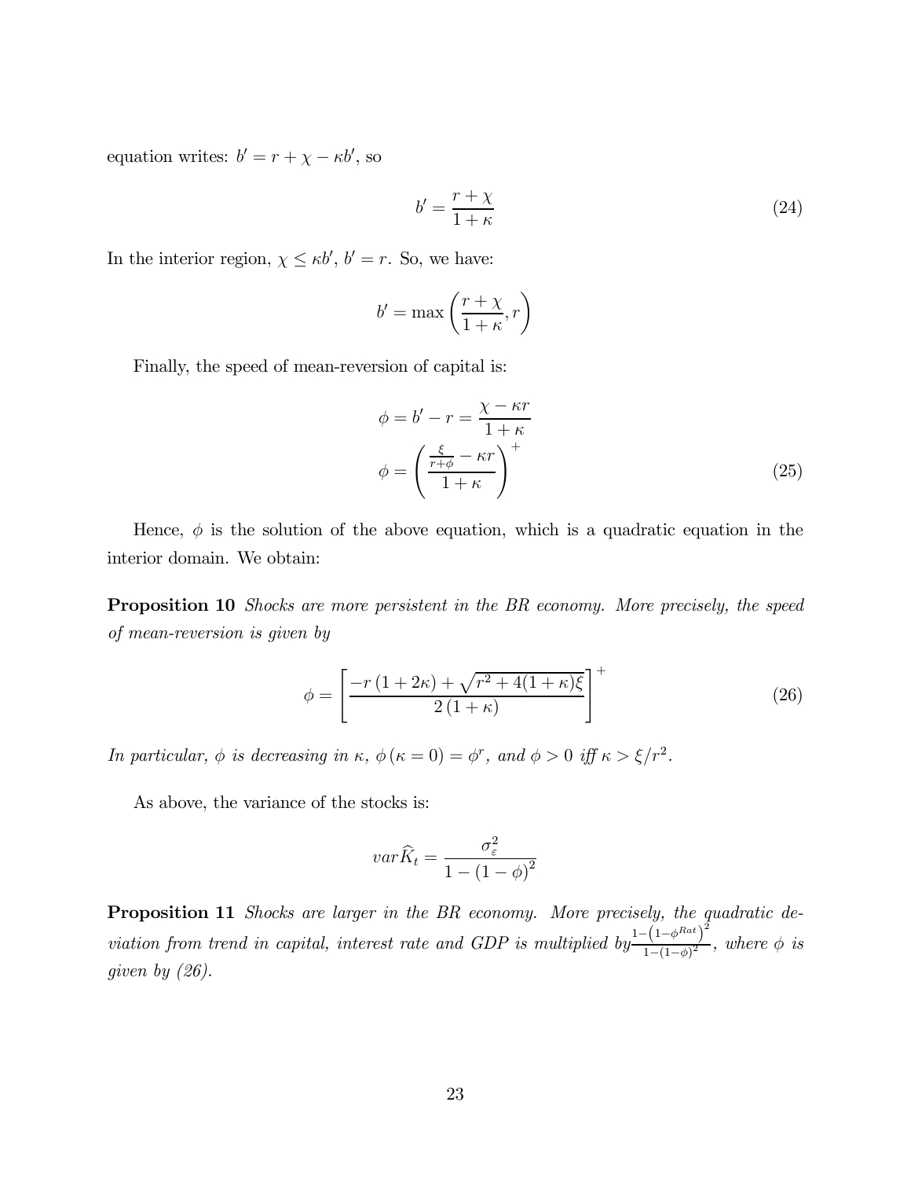equation writes: $b' = r + \chi - \kappa b'$, so

$$b' = \frac{r + \chi}{1 + \kappa} \tag{24}$$

In the interior region, $\chi \leq \kappa b'$, $b' = r$. So, we have:

$$b' = \max\left(\frac{r + \chi}{1 + \kappa}, r\right)$$

Finally, the speed of mean-reversion of capital is:

$$\phi = b' - r = \frac{\chi - \kappa r}{1 + \kappa}$$

$$\phi = \left(\frac{\frac{\xi}{r+\phi} - \kappa r}{1 + \kappa}\right)^{+} \tag{25}$$

Hence, $\phi$ is the solution of the above equation, which is a quadratic equation in the interior domain. We obtain:

**Proposition 10** *Shocks are more persistent in the BR economy. More precisely, the speed of mean-reversion is given by*

$$\phi = \left[\frac{-r\left(1 + 2\kappa\right) + \sqrt{r^2 + 4(1+\kappa)\xi}}{2\left(1 + \kappa\right)}\right]^{+} \tag{26}$$

*In particular, $\phi$ is decreasing in $\kappa$, $\phi\left(\kappa = 0\right) = \phi^r$, and $\phi > 0$ iff $\kappa > \xi/r^2$.*

As above, the variance of the stocks is:

$$var\widehat{K}_t = \frac{\sigma_\varepsilon^2}{1 - \left(1 - \phi\right)^2}$$

**Proposition 11** *Shocks are larger in the BR economy. More precisely, the quadratic deviation from trend in capital, interest rate and GDP is multiplied by $\frac{1-\left(1-\phi^{Rat}\right)^2}{1-(1-\phi)^2}$, where $\phi$ is given by (26).*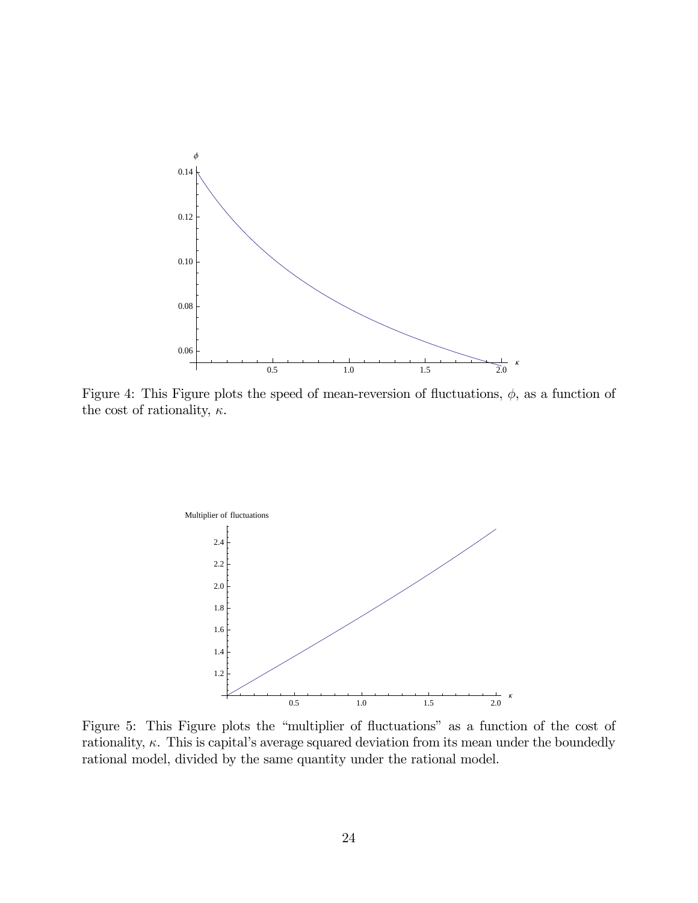Figure 4: This Figure plots the speed of mean-reversion of fluctuations, $\phi$, as a function of the cost of rationality, $\kappa$.

Figure 5: This Figure plots the "multiplier of fluctuations" as a function of the cost of rationality, $\kappa$. This is capital's average squared deviation from its mean under the boundedly rational model, divided by the same quantity under the rational model.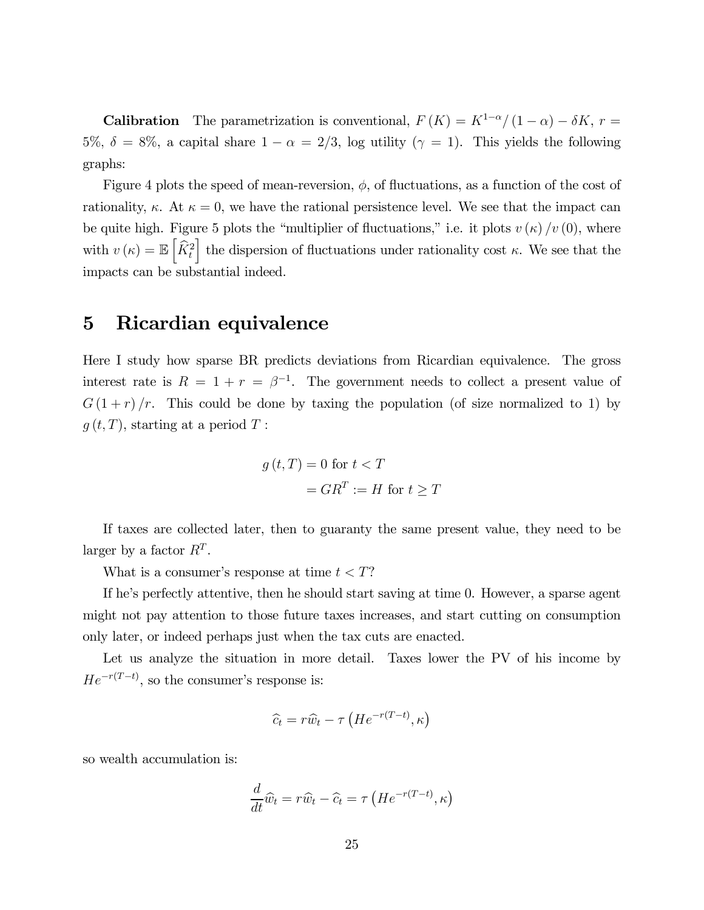**Calibration** The parametrization is conventional, $F(K) = K^{1-\alpha}/(1-\alpha) - \delta K$, $r = 5\%$, $\delta = 8\%$, a capital share $1-\alpha = 2/3$, log utility ($\gamma = 1$). This yields the following graphs:

Figure 4 plots the speed of mean-reversion, $\phi$, of fluctuations, as a function of the cost of rationality, $\kappa$. At $\kappa = 0$, we have the rational persistence level. We see that the impact can be quite high. Figure 5 plots the "multiplier of fluctuations," i.e. it plots $v(\kappa)/v(0)$, where with $v(\kappa) = \mathbb{E}\left[\widehat{K}_t^2\right]$ the dispersion of fluctuations under rationality cost $\kappa$. We see that the impacts can be substantial indeed.

# 5 Ricardian equivalence

Here I study how sparse BR predicts deviations from Ricardian equivalence. The gross interest rate is $R = 1 + r = \beta^{-1}$. The government needs to collect a present value of $G(1+r)/r$. This could be done by taxing the population (of size normalized to 1) by $g(t,T)$, starting at a period $T$ :

$$
\begin{aligned}
g(t,T) &= 0 \text{ for } t < T \\
&= GR^T := H \text{ for } t \geq T
\end{aligned}
$$

If taxes are collected later, then to guaranty the same present value, they need to be larger by a factor $R^T$.

What is a consumer's response at time $t < T$?

If he's perfectly attentive, then he should start saving at time 0. However, a sparse agent might not pay attention to those future taxes increases, and start cutting on consumption only later, or indeed perhaps just when the tax cuts are enacted.

Let us analyze the situation in more detail. Taxes lower the PV of his income by $He^{-r(T-t)}$, so the consumer's response is:

$$
\widehat{c}_t = r\widehat{w}_t - \tau\left(He^{-r(T-t)}, \kappa\right)
$$

so wealth accumulation is:

$$
\frac{d}{dt}\widehat{w}_t = r\widehat{w}_t - \widehat{c}_t = \tau\left(He^{-r(T-t)}, \kappa\right)
$$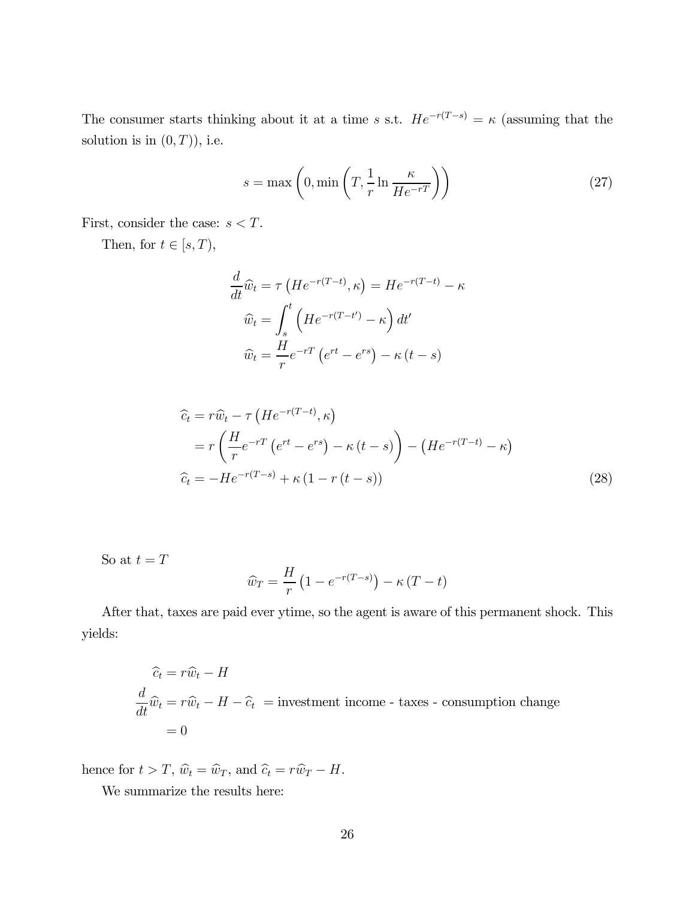The consumer starts thinking about it at a time $s$ s.t. $He^{-r(T-s)} = \kappa$ (assuming that the solution is in $(0,T)$), i.e.

$$s = \max\left(0, \min\left(T, \frac{1}{r}\ln\frac{\kappa}{He^{-rT}}\right)\right) \tag{27}$$

First, consider the case: $s < T$.

Then, for $t \in [s, T)$,

$$\begin{aligned}
\frac{d}{dt}\widehat{w}_t &= \tau\left(He^{-r(T-t)}, \kappa\right) = He^{-r(T-t)} - \kappa \\
\widehat{w}_t &= \int_s^t \left(He^{-r(T-t')} - \kappa\right) dt' \\
\widehat{w}_t &= \frac{H}{r}e^{-rT}\left(e^{rt} - e^{rs}\right) - \kappa\left(t - s\right)
\end{aligned}$$

$$\begin{aligned}
\widehat{c}_t &= r\widehat{w}_t - \tau\left(He^{-r(T-t)}, \kappa\right) \\
&= r\left(\frac{H}{r}e^{-rT}\left(e^{rt} - e^{rs}\right) - \kappa\left(t - s\right)\right) - \left(He^{-r(T-t)} - \kappa\right) \\
\widehat{c}_t &= -He^{-r(T-s)} + \kappa\left(1 - r\left(t - s\right)\right)
\end{aligned} \tag{28}$$

So at $t = T$

$$\widehat{w}_T = \frac{H}{r}\left(1 - e^{-r(T-s)}\right) - \kappa\left(T - t\right)$$

After that, taxes are paid ever ytime, so the agent is aware of this permanent shock. This yields:

$$\begin{aligned}
\widehat{c}_t &= r\widehat{w}_t - H \\
\frac{d}{dt}\widehat{w}_t &= r\widehat{w}_t - H - \widehat{c}_t \ = \text{investment income - taxes - consumption change} \\
&= 0
\end{aligned}$$

hence for $t > T$, $\widehat{w}_t = \widehat{w}_T$, and $\widehat{c}_t = r\widehat{w}_T - H$.

We summarize the results here: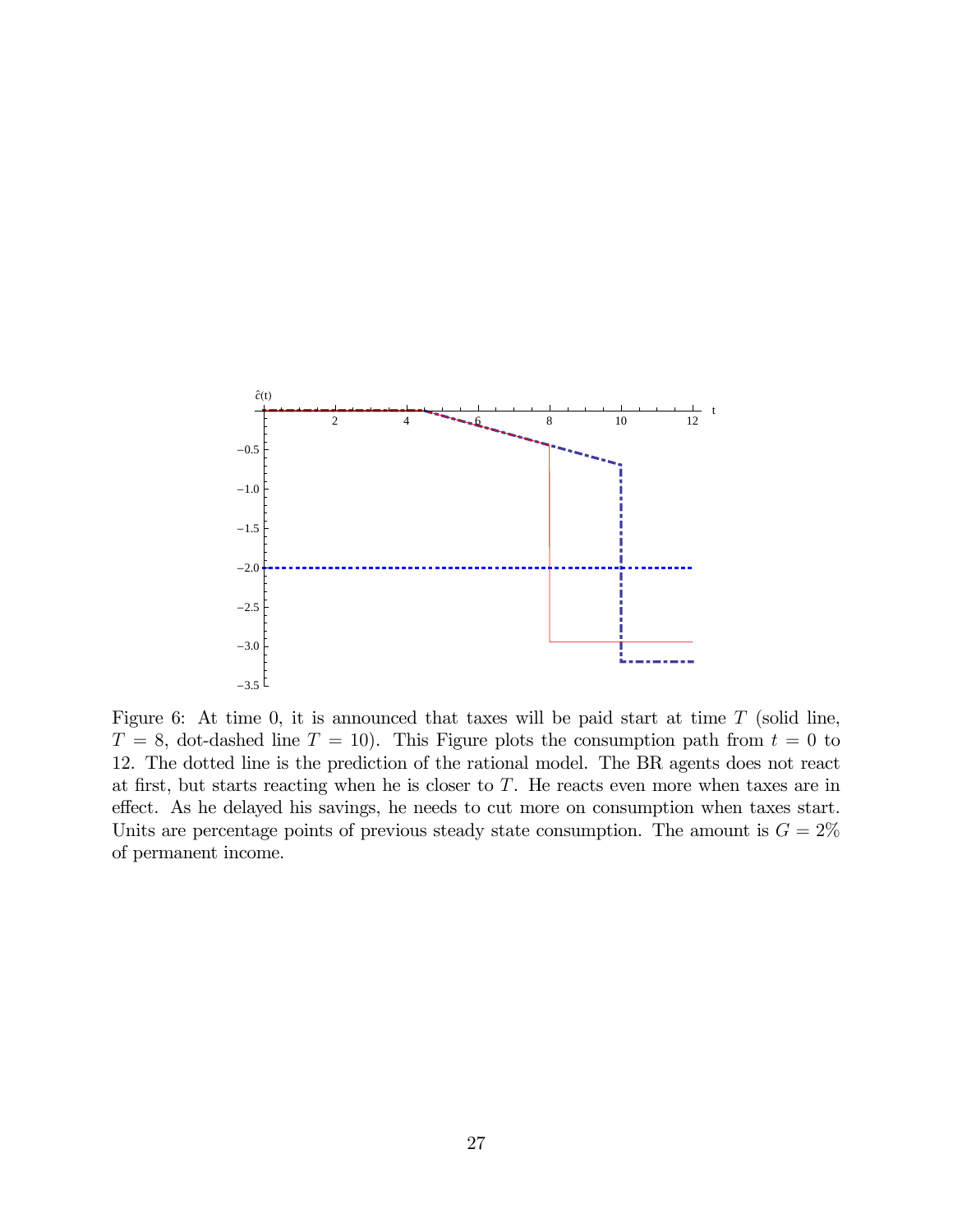Figure 6: At time 0, it is announced that taxes will be paid start at time $T$ (solid line, $T = 8$, dot-dashed line $T = 10$). This Figure plots the consumption path from $t = 0$ to 12. The dotted line is the prediction of the rational model. The BR agents does not react at first, but starts reacting when he is closer to $T$. He reacts even more when taxes are in effect. As he delayed his savings, he needs to cut more on consumption when taxes start. Units are percentage points of previous steady state consumption. The amount is $G = 2\%$ of permanent income.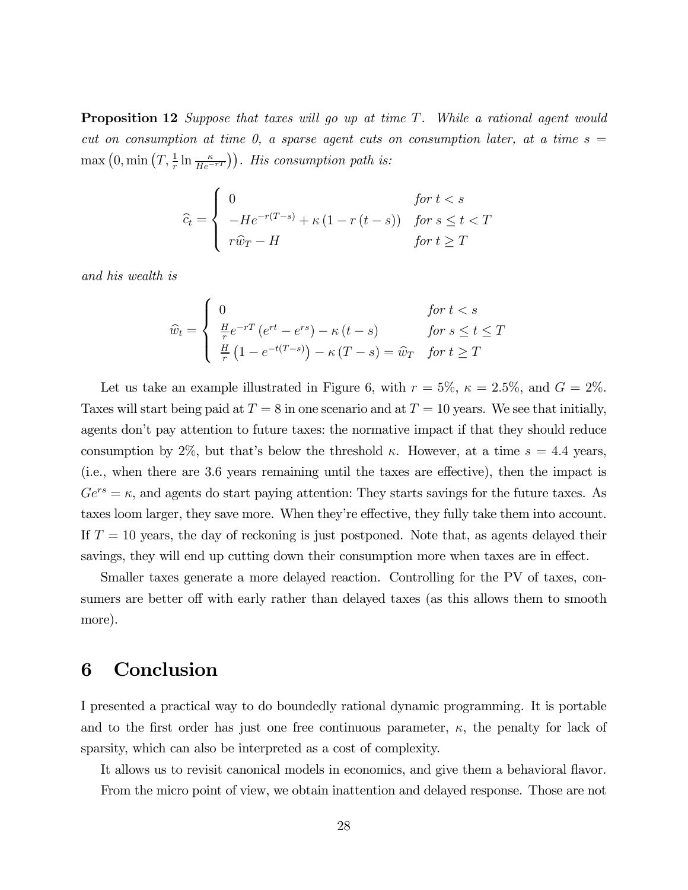**Proposition 12** *Suppose that taxes will go up at time $T$. While a rational agent would cut on consumption at time 0, a sparse agent cuts on consumption later, at a time $s = \max\left(0, \min\left(T, \frac{1}{r}\ln\frac{\kappa}{He^{-rT}}\right)\right)$. His consumption path is:*

$$
\widehat{c}_t = \begin{cases} 0 & \text{for } t < s \\ -He^{-r(T-s)} + \kappa\left(1 - r\left(t - s\right)\right) & \text{for } s \leq t < T \\ r\widehat{w}_T - H & \text{for } t \geq T \end{cases}
$$

*and his wealth is*

$$
\widehat{w}_t = \begin{cases} 0 & \text{for } t < s \\ \frac{H}{r}e^{-rT}\left(e^{rt} - e^{rs}\right) - \kappa\left(t - s\right) & \text{for } s \leq t \leq T \\ \frac{H}{r}\left(1 - e^{-t(T-s)}\right) - \kappa\left(T - s\right) = \widehat{w}_T & \text{for } t \geq T \end{cases}
$$

Let us take an example illustrated in Figure 6, with $r = 5\%$, $\kappa = 2.5\%$, and $G = 2\%$. Taxes will start being paid at $T = 8$ in one scenario and at $T = 10$ years. We see that initially, agents don't pay attention to future taxes: the normative impact if that they should reduce consumption by 2%, but that's below the threshold $\kappa$. However, at a time $s = 4.4$ years, (i.e., when there are 3.6 years remaining until the taxes are effective), then the impact is $Ge^{rs} = \kappa$, and agents do start paying attention: They starts savings for the future taxes. As taxes loom larger, they save more. When they're effective, they fully take them into account. If $T = 10$ years, the day of reckoning is just postponed. Note that, as agents delayed their savings, they will end up cutting down their consumption more when taxes are in effect.

Smaller taxes generate a more delayed reaction. Controlling for the PV of taxes, consumers are better off with early rather than delayed taxes (as this allows them to smooth more).

# 6 Conclusion

I presented a practical way to do boundedly rational dynamic programming. It is portable and to the first order has just one free continuous parameter, $\kappa$, the penalty for lack of sparsity, which can also be interpreted as a cost of complexity.

It allows us to revisit canonical models in economics, and give them a behavioral flavor.

From the micro point of view, we obtain inattention and delayed response. Those are not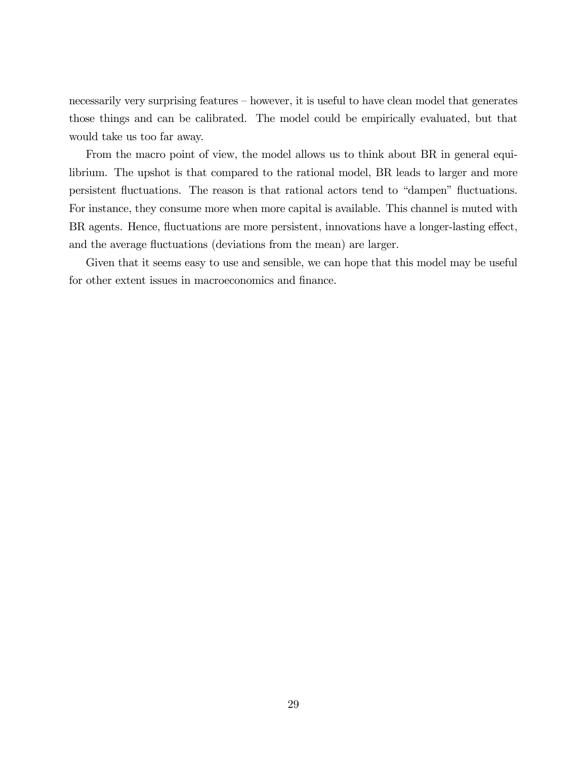necessarily very surprising features – however, it is useful to have clean model that generates those things and can be calibrated. The model could be empirically evaluated, but that would take us too far away.

From the macro point of view, the model allows us to think about BR in general equilibrium. The upshot is that compared to the rational model, BR leads to larger and more persistent fluctuations. The reason is that rational actors tend to "dampen" fluctuations. For instance, they consume more when more capital is available. This channel is muted with BR agents. Hence, fluctuations are more persistent, innovations have a longer-lasting effect, and the average fluctuations (deviations from the mean) are larger.

Given that it seems easy to use and sensible, we can hope that this model may be useful for other extent issues in macroeconomics and finance.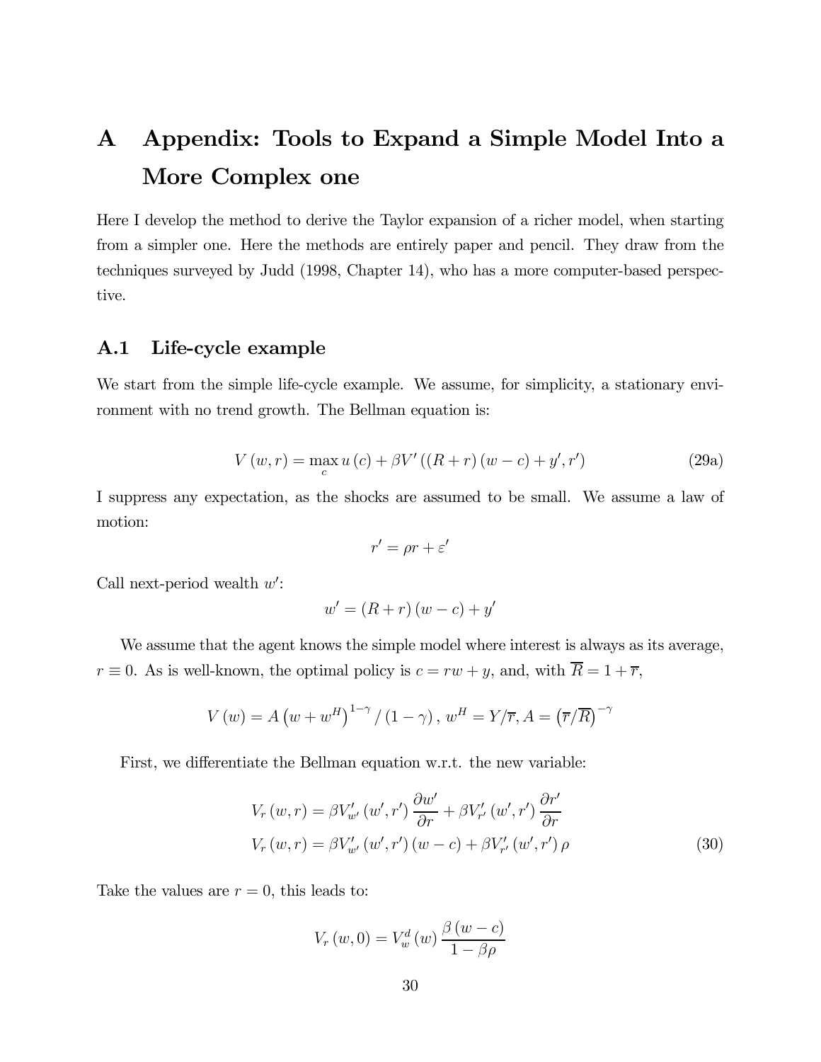# A Appendix: Tools to Expand a Simple Model Into a More Complex one

Here I develop the method to derive the Taylor expansion of a richer model, when starting from a simpler one. Here the methods are entirely paper and pencil. They draw from the techniques surveyed by Judd (1998, Chapter 14), who has a more computer-based perspective.

## A.1 Life-cycle example

We start from the simple life-cycle example. We assume, for simplicity, a stationary environment with no trend growth. The Bellman equation is:

$$V(w,r) = \max_c u(c) + \beta V'((R+r)(w-c) + y', r') \tag{29a}$$

I suppress any expectation, as the shocks are assumed to be small. We assume a law of motion:

$$r' = \rho r + \varepsilon'$$

Call next-period wealth $w'$:

$$w' = (R+r)(w-c) + y'$$

We assume that the agent knows the simple model where interest is always as its average, $r \equiv 0$. As is well-known, the optimal policy is $c = rw + y$, and, with $\overline{R} = 1 + \overline{r}$,

$$V(w) = A\left(w + w^H\right)^{1-\gamma} / (1-\gamma),\ w^H = Y/\overline{r}, A = \left(\overline{r}/\overline{R}\right)^{-\gamma}$$

First, we differentiate the Bellman equation w.r.t. the new variable:

$$\begin{aligned}
V_r(w,r) &= \beta V'_{w'}(w',r')\frac{\partial w'}{\partial r} + \beta V'_{r'}(w',r')\frac{\partial r'}{\partial r} \\
V_r(w,r) &= \beta V'_{w'}(w',r')(w-c) + \beta V'_{r'}(w',r')\rho
\end{aligned} \tag{30}$$

Take the values are $r = 0$, this leads to:

$$V_r(w,0) = V_w^d(w)\frac{\beta(w-c)}{1-\beta\rho}$$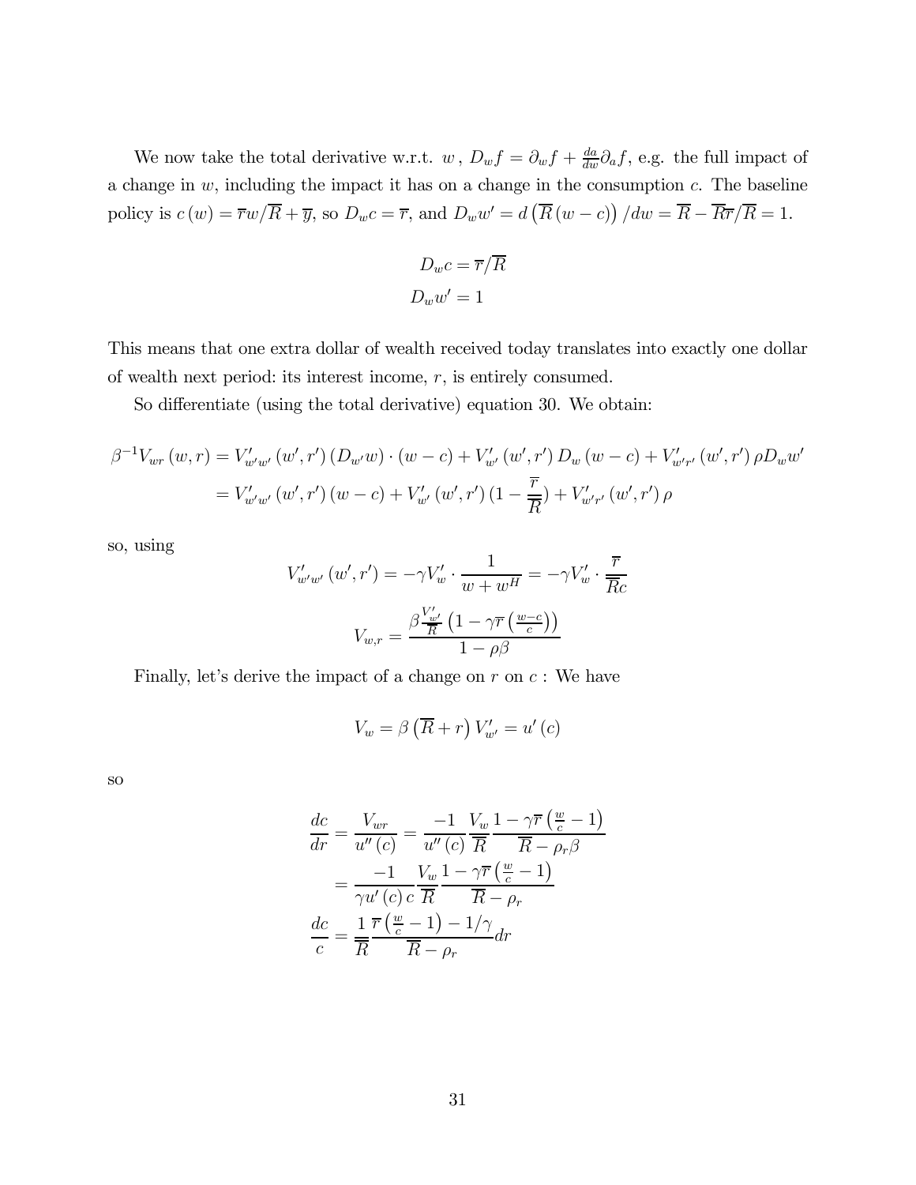We now take the total derivative w.r.t. $w$, $D_w f = \partial_w f + \frac{da}{dw}\partial_a f$, e.g. the full impact of a change in $w$, including the impact it has on a change in the consumption $c$. The baseline policy is $c(w) = \overline{r}w/\overline{R} + \overline{y}$, so $D_w c = \overline{r}$, and $D_w w' = d\left(\overline{R}(w-c)\right)/dw = \overline{R} - \overline{R}\overline{r}/\overline{R} = 1$.

$$D_w c = \overline{r}/\overline{R}$$

$$D_w w' = 1$$

This means that one extra dollar of wealth received today translates into exactly one dollar of wealth next period: its interest income, $r$, is entirely consumed.

So differentiate (using the total derivative) equation 30. We obtain:

$$\begin{aligned}
\beta^{-1} V_{wr}(w,r) &= V'_{w'w'}(w',r')(D_{w'}w)\cdot(w-c) + V'_{w'}(w',r')\, D_w(w-c) + V'_{w'r'}(w',r')\,\rho D_w w' \\
&= V'_{w'w'}(w',r')(w-c) + V'_{w'}(w',r')\left(1-\frac{\overline{r}}{\overline{R}}\right) + V'_{w'r'}(w',r')\,\rho
\end{aligned}$$

so, using

$$V'_{w'w'}(w',r') = -\gamma V'_w \cdot \frac{1}{w+w^H} = -\gamma V'_w \cdot \frac{\overline{r}}{\overline{R}c}$$

$$V_{w,r} = \frac{\beta \frac{V'_{w'}}{\overline{R}}\left(1-\gamma\overline{r}\left(\frac{w-c}{c}\right)\right)}{1-\rho\beta}$$

Finally, let's derive the impact of a change on $r$ on $c$ : We have

$$V_w = \beta\left(\overline{R}+r\right)V'_{w'} = u'(c)$$

so

$$\begin{aligned}
\frac{dc}{dr} &= \frac{V_{wr}}{u''(c)} = \frac{-1}{u''(c)}\frac{V_w}{\overline{R}}\frac{1-\gamma\overline{r}\left(\frac{w}{c}-1\right)}{\overline{R}-\rho_r\beta} \\
&= \frac{-1}{\gamma u'(c)\,c}\frac{V_w}{\overline{R}}\frac{1-\gamma\overline{r}\left(\frac{w}{c}-1\right)}{\overline{R}-\rho_r} \\
\frac{dc}{c} &= \frac{1}{\overline{R}}\frac{\overline{r}\left(\frac{w}{c}-1\right)-1/\gamma}{\overline{R}-\rho_r}dr
\end{aligned}$$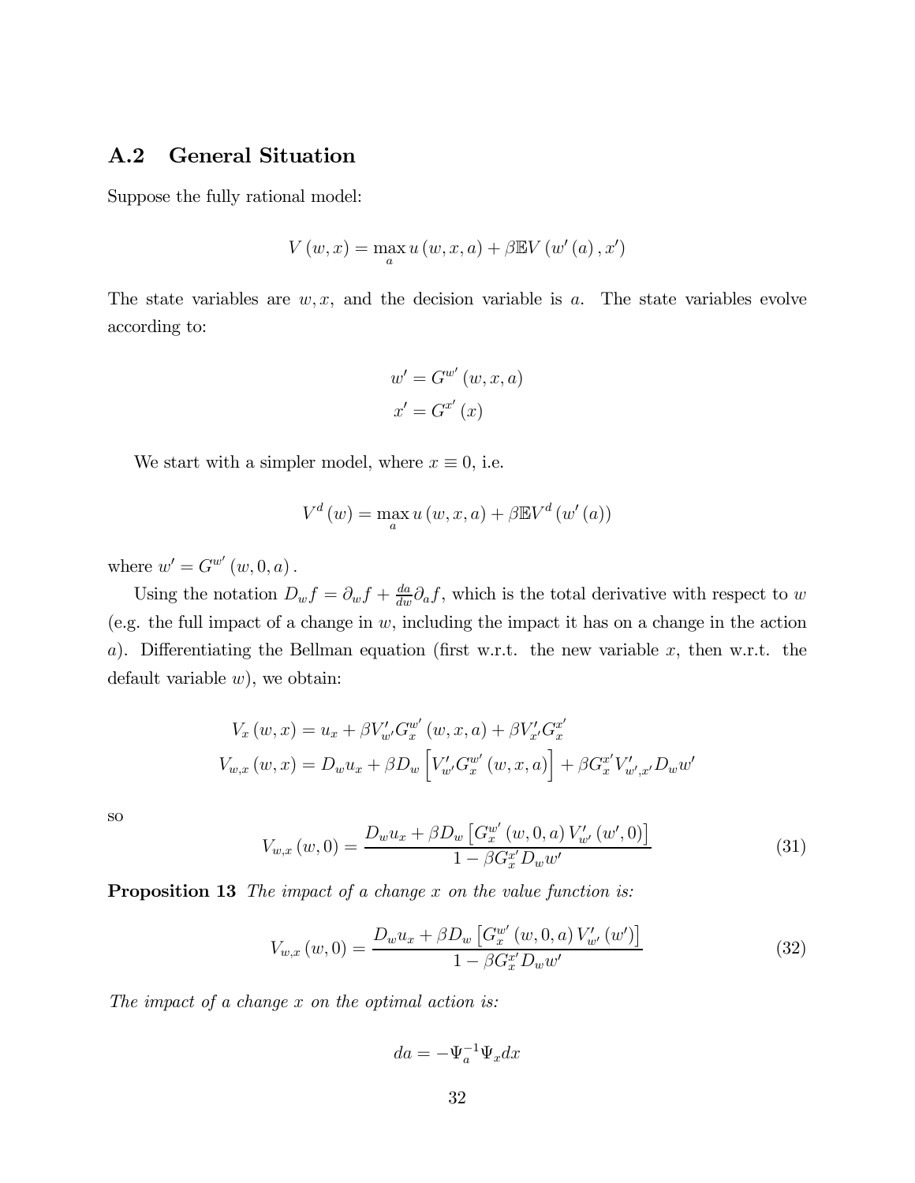## A.2 General Situation

Suppose the fully rational model:

$$V(w,x) = \max_a u(w,x,a) + \beta \mathbb{E} V(w'(a), x')$$

The state variables are $w, x$, and the decision variable is $a$. The state variables evolve according to:

$$\begin{aligned} w' &= G^{w'}(w,x,a) \\ x' &= G^{x'}(x) \end{aligned}$$

We start with a simpler model, where $x \equiv 0$, i.e.

$$V^d(w) = \max_a u(w,x,a) + \beta \mathbb{E} V^d(w'(a))$$

where $w' = G^{w'}(w,0,a)$.

Using the notation $D_w f = \partial_w f + \frac{da}{dw} \partial_a f$, which is the total derivative with respect to $w$ (e.g. the full impact of a change in $w$, including the impact it has on a change in the action $a$). Differentiating the Bellman equation (first w.r.t. the new variable $x$, then w.r.t. the default variable $w$), we obtain:

$$\begin{aligned} V_x(w,x) &= u_x + \beta V'_{w'} G_x^{w'}(w,x,a) + \beta V'_{x'} G_x^{x'} \\ V_{w,x}(w,x) &= D_w u_x + \beta D_w \left[ V'_{w'} G_x^{w'}(w,x,a) \right] + \beta G_x^{x'} V'_{w',x'} D_w w' \end{aligned}$$

so

$$V_{w,x}(w,0) = \frac{D_w u_x + \beta D_w \left[ G_x^{w'}(w,0,a) V'_{w'}(w',0) \right]}{1 - \beta G_x^{x'} D_w w'} \tag{31}$$

**Proposition 13** *The impact of a change $x$ on the value function is:*

$$V_{w,x}(w,0) = \frac{D_w u_x + \beta D_w \left[ G_x^{w'}(w,0,a) V'_{w'}(w') \right]}{1 - \beta G_x^{x'} D_w w'} \tag{32}$$

*The impact of a change $x$ on the optimal action is:*

$$da = -\Psi_a^{-1} \Psi_x dx$$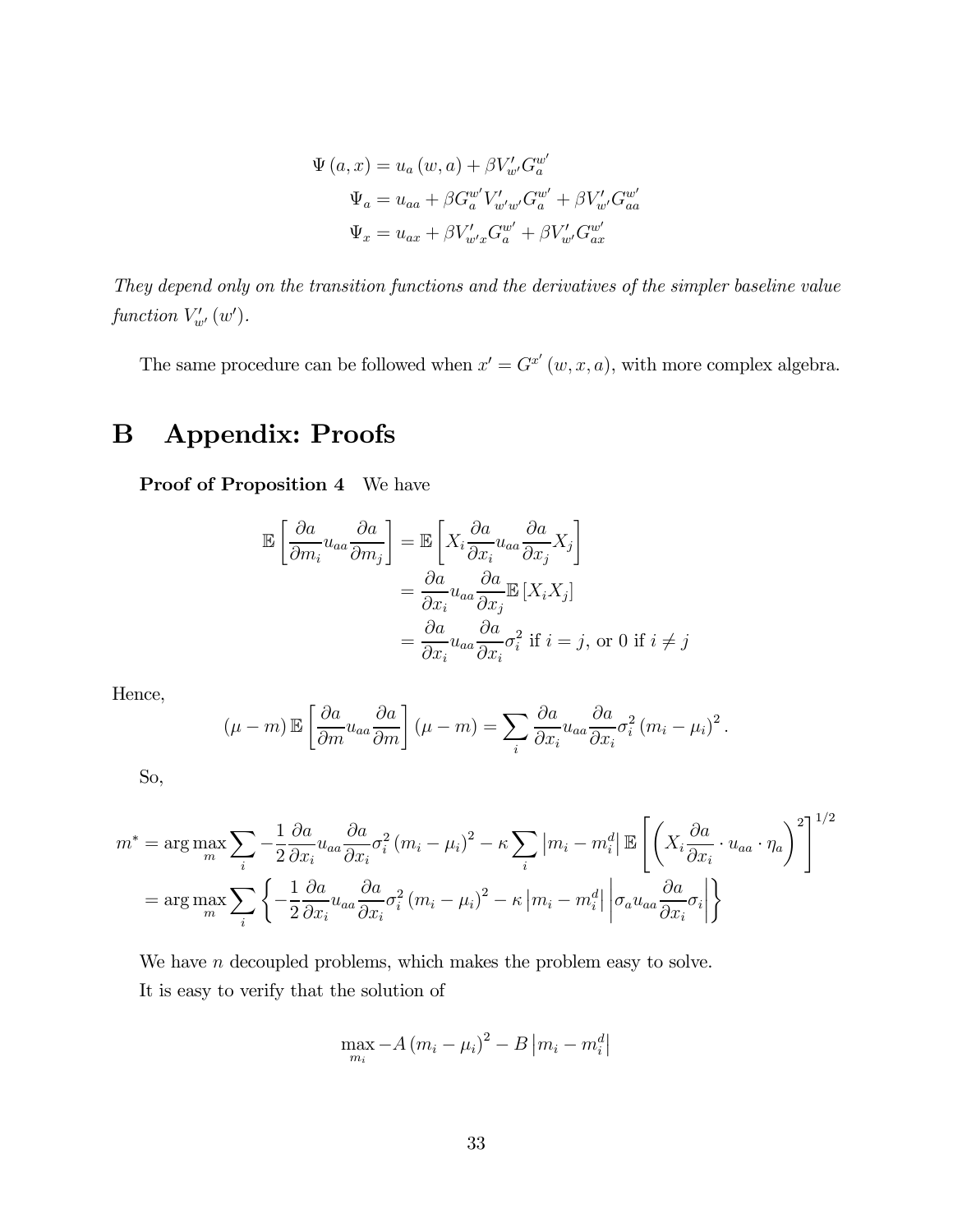$$
\begin{aligned}
\Psi(a,x) &= u_a(w,a) + \beta V'_{w'} G_a^{w'} \\
\Psi_a &= u_{aa} + \beta G_a^{w'} V'_{w'w'} G_a^{w'} + \beta V'_{w'} G_{aa}^{w'} \\
\Psi_x &= u_{ax} + \beta V'_{w'x} G_a^{w'} + \beta V'_{w'} G_{ax}^{w'}
\end{aligned}
$$

*They depend only on the transition functions and the derivatives of the simpler baseline value function $V'_{w'}(w')$.*

The same procedure can be followed when $x' = G^{x'}(w,x,a)$, with more complex algebra.

# B Appendix: Proofs

**Proof of Proposition 4** We have

$$
\begin{aligned}
\mathbb{E}\left[\frac{\partial a}{\partial m_i} u_{aa} \frac{\partial a}{\partial m_j}\right] &= \mathbb{E}\left[X_i \frac{\partial a}{\partial x_i} u_{aa} \frac{\partial a}{\partial x_j} X_j\right] \\
&= \frac{\partial a}{\partial x_i} u_{aa} \frac{\partial a}{\partial x_j} \mathbb{E}\left[X_i X_j\right] \\
&= \frac{\partial a}{\partial x_i} u_{aa} \frac{\partial a}{\partial x_i} \sigma_i^2 \text{ if } i = j, \text{ or } 0 \text{ if } i \neq j
\end{aligned}
$$

Hence,

$$
(\mu - m)\,\mathbb{E}\left[\frac{\partial a}{\partial m} u_{aa} \frac{\partial a}{\partial m}\right](\mu - m) = \sum_i \frac{\partial a}{\partial x_i} u_{aa} \frac{\partial a}{\partial x_i} \sigma_i^2 (m_i - \mu_i)^2 .
$$

So,

$$
\begin{aligned}
m^* &= \arg\max_m \sum_i -\frac{1}{2} \frac{\partial a}{\partial x_i} u_{aa} \frac{\partial a}{\partial x_i} \sigma_i^2 (m_i - \mu_i)^2 - \kappa \sum_i \left|m_i - m_i^d\right| \mathbb{E}\left[\left(X_i \frac{\partial a}{\partial x_i} \cdot u_{aa} \cdot \eta_a\right)^2\right]^{1/2} \\
&= \arg\max_m \sum_i \left\{ -\frac{1}{2} \frac{\partial a}{\partial x_i} u_{aa} \frac{\partial a}{\partial x_i} \sigma_i^2 (m_i - \mu_i)^2 - \kappa \left|m_i - m_i^d\right| \left|\sigma_a u_{aa} \frac{\partial a}{\partial x_i} \sigma_i\right| \right\}
\end{aligned}
$$

We have $n$ decoupled problems, which makes the problem easy to solve.

It is easy to verify that the solution of

$$
\max_{m_i} -A (m_i - \mu_i)^2 - B \left|m_i - m_i^d\right|
$$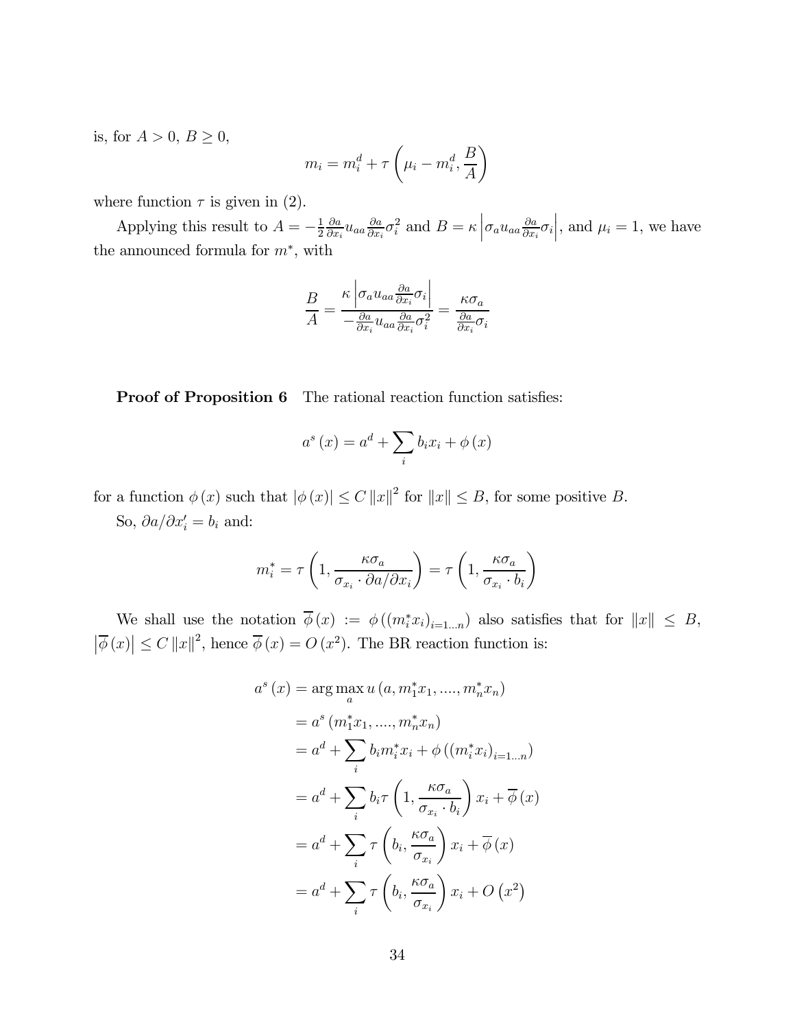is, for $A > 0$, $B \geq 0$,

$$m_i = m_i^d + \tau \left( \mu_i - m_i^d, \frac{B}{A} \right)$$

where function $\tau$ is given in (2).

Applying this result to $A = -\frac{1}{2} \frac{\partial a}{\partial x_i} u_{aa} \frac{\partial a}{\partial x_i} \sigma_i^2$ and $B = \kappa \left| \sigma_a u_{aa} \frac{\partial a}{\partial x_i} \sigma_i \right|$, and $\mu_i = 1$, we have the announced formula for $m^*$, with

$$\frac{B}{A} = \frac{\kappa \left| \sigma_a u_{aa} \frac{\partial a}{\partial x_i} \sigma_i \right|}{-\frac{\partial a}{\partial x_i} u_{aa} \frac{\partial a}{\partial x_i} \sigma_i^2} = \frac{\kappa \sigma_a}{\frac{\partial a}{\partial x_i} \sigma_i}$$

**Proof of Proposition 6** The rational reaction function satisfies:

$$a^s(x) = a^d + \sum_i b_i x_i + \phi(x)$$

for a function $\phi(x)$ such that $|\phi(x)| \leq C \|x\|^2$ for $\|x\| \leq B$, for some positive $B$.

So, $\partial a / \partial x_i' = b_i$ and:

$$m_i^* = \tau \left( 1, \frac{\kappa \sigma_a}{\sigma_{x_i} \cdot \partial a / \partial x_i} \right) = \tau \left( 1, \frac{\kappa \sigma_a}{\sigma_{x_i} \cdot b_i} \right)$$

We shall use the notation $\overline{\phi}(x) := \phi((m_i^* x_i)_{i=1...n})$ also satisfies that for $\|x\| \leq B$, $\left| \overline{\phi}(x) \right| \leq C \|x\|^2$, hence $\overline{\phi}(x) = O(x^2)$. The BR reaction function is:

$$\begin{aligned}
a^s(x) &= \arg\max_a u(a, m_1^* x_1, ...., m_n^* x_n) \\
&= a^s(m_1^* x_1, ...., m_n^* x_n) \\
&= a^d + \sum_i b_i m_i^* x_i + \phi((m_i^* x_i)_{i=1...n}) \\
&= a^d + \sum_i b_i \tau \left( 1, \frac{\kappa \sigma_a}{\sigma_{x_i} \cdot b_i} \right) x_i + \overline{\phi}(x) \\
&= a^d + \sum_i \tau \left( b_i, \frac{\kappa \sigma_a}{\sigma_{x_i}} \right) x_i + \overline{\phi}(x) \\
&= a^d + \sum_i \tau \left( b_i, \frac{\kappa \sigma_a}{\sigma_{x_i}} \right) x_i + O(x^2)
\end{aligned}$$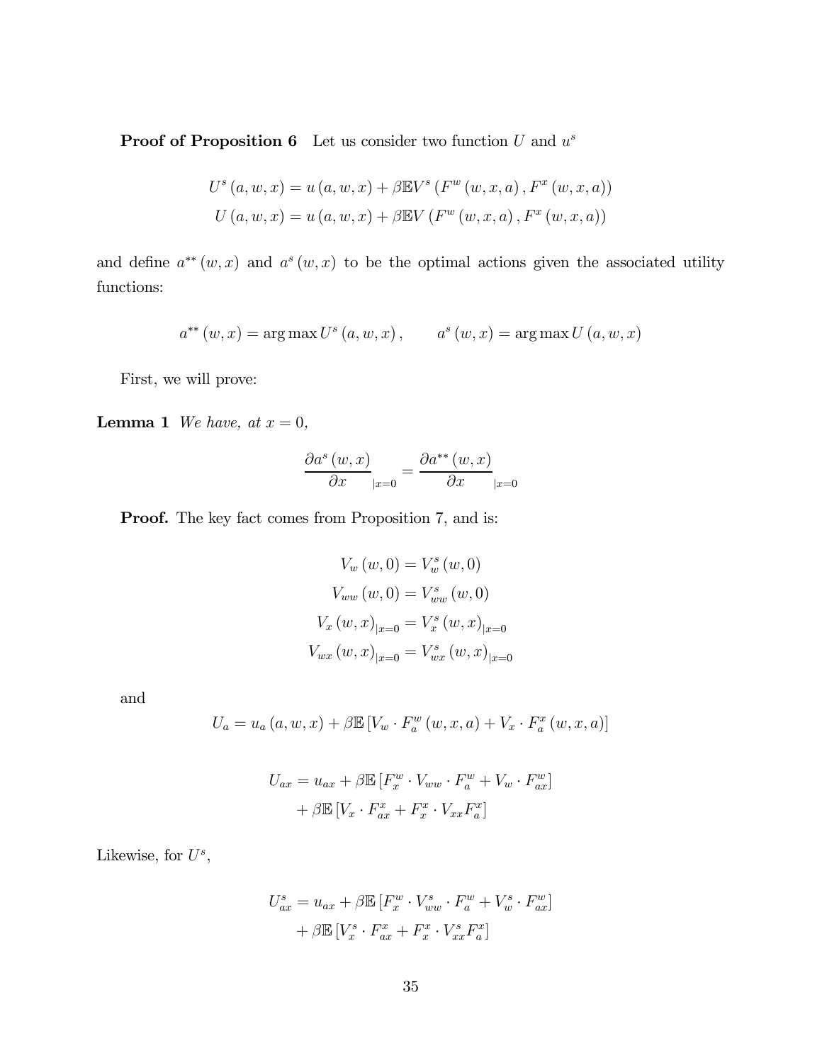**Proof of Proposition 6** Let us consider two function $U$ and $u^s$

$$
\begin{aligned}
U^s(a,w,x) &= u(a,w,x) + \beta \mathbb{E} V^s\left(F^w(w,x,a), F^x(w,x,a)\right) \\
U(a,w,x) &= u(a,w,x) + \beta \mathbb{E} V\left(F^w(w,x,a), F^x(w,x,a)\right)
\end{aligned}
$$

and define $a^{**}(w,x)$ and $a^s(w,x)$ to be the optimal actions given the associated utility functions:

$$
a^{**}(w,x) = \arg\max U^s(a,w,x), \qquad a^s(w,x) = \arg\max U(a,w,x)
$$

First, we will prove:

**Lemma 1** *We have, at $x=0$,*

$$
\frac{\partial a^s(w,x)}{\partial x}_{|x=0} = \frac{\partial a^{**}(w,x)}{\partial x}_{|x=0}
$$

**Proof.** The key fact comes from Proposition 7, and is:

$$
\begin{aligned}
V_w(w,0) &= V_w^s(w,0) \\
V_{ww}(w,0) &= V_{ww}^s(w,0) \\
V_x(w,x)_{|x=0} &= V_x^s(w,x)_{|x=0} \\
V_{wx}(w,x)_{|x=0} &= V_{wx}^s(w,x)_{|x=0}
\end{aligned}
$$

and

$$
U_a = u_a(a,w,x) + \beta \mathbb{E}\left[V_w \cdot F_a^w(w,x,a) + V_x \cdot F_a^x(w,x,a)\right]
$$

$$
\begin{aligned}
U_{ax} = u_{ax} &+ \beta \mathbb{E}\left[F_x^w \cdot V_{ww} \cdot F_a^w + V_w \cdot F_{ax}^w\right] \\
&+ \beta \mathbb{E}\left[V_x \cdot F_{ax}^x + F_x^x \cdot V_{xx} F_a^x\right]
\end{aligned}
$$

Likewise, for $U^s$,

$$
\begin{aligned}
U_{ax}^s = u_{ax} &+ \beta \mathbb{E}\left[F_x^w \cdot V_{ww}^s \cdot F_a^w + V_w^s \cdot F_{ax}^w\right] \\
&+ \beta \mathbb{E}\left[V_x^s \cdot F_{ax}^x + F_x^x \cdot V_{xx}^s F_a^x\right]
\end{aligned}
$$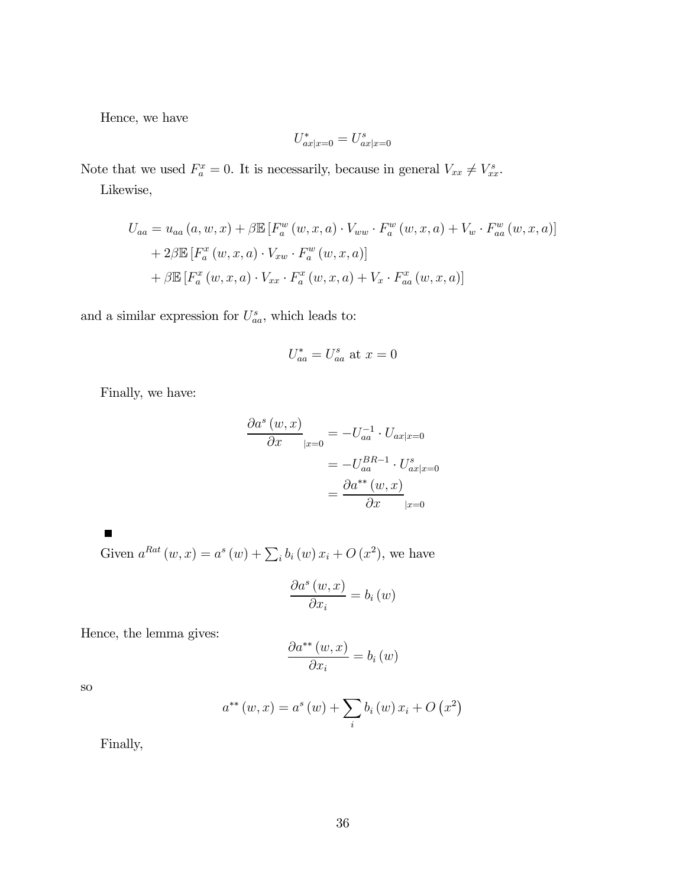Hence, we have

$$U^*_{ax|x=0} = U^s_{ax|x=0}$$

Note that we used $F^x_a = 0$. It is necessarily, because in general $V_{xx} \neq V^s_{xx}$.

Likewise,

$$\begin{aligned}
U_{aa} &= u_{aa}(a, w, x) + \beta \mathbb{E}\left[F^w_a(w, x, a) \cdot V_{ww} \cdot F^w_a(w, x, a) + V_w \cdot F^w_{aa}(w, x, a)\right] \\
&\quad + 2\beta \mathbb{E}\left[F^x_a(w, x, a) \cdot V_{xw} \cdot F^w_a(w, x, a)\right] \\
&\quad + \beta \mathbb{E}\left[F^x_a(w, x, a) \cdot V_{xx} \cdot F^x_a(w, x, a) + V_x \cdot F^x_{aa}(w, x, a)\right]
\end{aligned}$$

and a similar expression for $U^s_{aa}$, which leads to:

$$U^*_{aa} = U^s_{aa} \text{ at } x = 0$$

Finally, we have:

$$\begin{aligned}
\frac{\partial a^s(w, x)}{\partial x}_{|x=0} &= -U^{-1}_{aa} \cdot U_{ax|x=0} \\
&= -U^{BR-1}_{aa} \cdot U^s_{ax|x=0} \\
&= \frac{\partial a^{**}(w, x)}{\partial x}_{|x=0}
\end{aligned}$$

■

Given $a^{Rat}(w, x) = a^s(w) + \sum_i b_i(w) x_i + O(x^2)$, we have

$$\frac{\partial a^s(w, x)}{\partial x_i} = b_i(w)$$

Hence, the lemma gives:

$$\frac{\partial a^{**}(w, x)}{\partial x_i} = b_i(w)$$

so

$$a^{**}(w, x) = a^s(w) + \sum_i b_i(w) x_i + O\left(x^2\right)$$

Finally,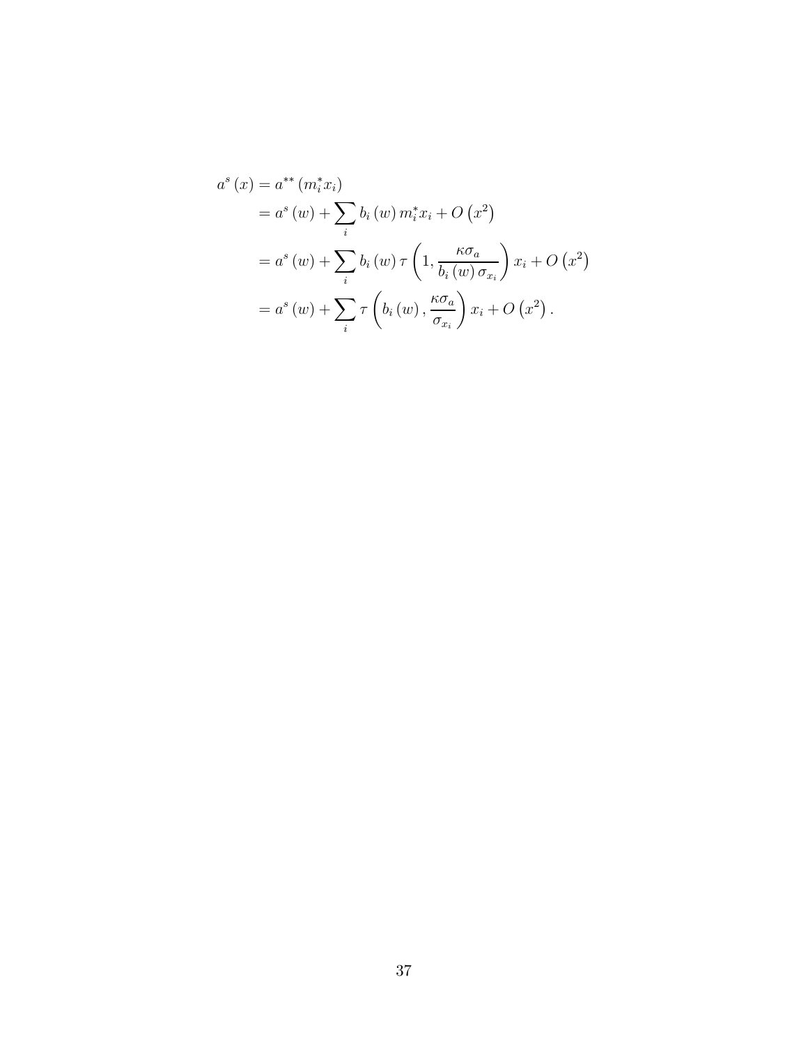$$
\begin{aligned}
a^{s}(x) &= a^{**}(m_i^{*} x_i) \\
&= a^{s}(w) + \sum_i b_i(w)\, m_i^{*} x_i + O\left(x^2\right) \\
&= a^{s}(w) + \sum_i b_i(w)\, \tau\left(1, \frac{\kappa \sigma_a}{b_i(w)\, \sigma_{x_i}}\right) x_i + O\left(x^2\right) \\
&= a^{s}(w) + \sum_i \tau\left(b_i(w), \frac{\kappa \sigma_a}{\sigma_{x_i}}\right) x_i + O\left(x^2\right).
\end{aligned}
$$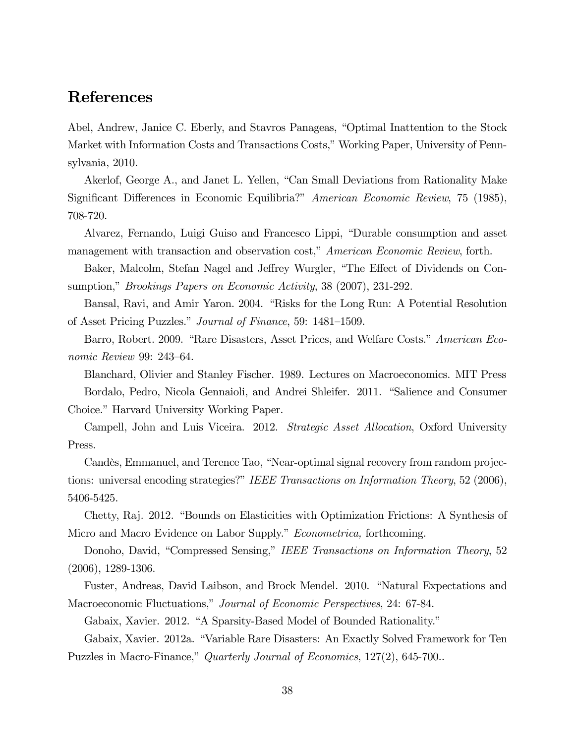# References

Abel, Andrew, Janice C. Eberly, and Stavros Panageas, "Optimal Inattention to the Stock Market with Information Costs and Transactions Costs," Working Paper, University of Pennsylvania, 2010.

Akerlof, George A., and Janet L. Yellen, "Can Small Deviations from Rationality Make Significant Differences in Economic Equilibria?" *American Economic Review*, 75 (1985), 708-720.

Alvarez, Fernando, Luigi Guiso and Francesco Lippi, "Durable consumption and asset management with transaction and observation cost," *American Economic Review*, forth.

Baker, Malcolm, Stefan Nagel and Jeffrey Wurgler, "The Effect of Dividends on Consumption," *Brookings Papers on Economic Activity*, 38 (2007), 231-292.

Bansal, Ravi, and Amir Yaron. 2004. "Risks for the Long Run: A Potential Resolution of Asset Pricing Puzzles." *Journal of Finance*, 59: 1481–1509.

Barro, Robert. 2009. "Rare Disasters, Asset Prices, and Welfare Costs." *American Economic Review* 99: 243–64.

Blanchard, Olivier and Stanley Fischer. 1989. Lectures on Macroeconomics. MIT Press

Bordalo, Pedro, Nicola Gennaioli, and Andrei Shleifer. 2011. "Salience and Consumer Choice." Harvard University Working Paper.

Campell, John and Luis Viceira. 2012. *Strategic Asset Allocation*, Oxford University Press.

Candès, Emmanuel, and Terence Tao, "Near-optimal signal recovery from random projections: universal encoding strategies?" *IEEE Transactions on Information Theory*, 52 (2006), 5406-5425.

Chetty, Raj. 2012. "Bounds on Elasticities with Optimization Frictions: A Synthesis of Micro and Macro Evidence on Labor Supply." *Econometrica,* forthcoming.

Donoho, David, "Compressed Sensing," *IEEE Transactions on Information Theory*, 52 (2006), 1289-1306.

Fuster, Andreas, David Laibson, and Brock Mendel. 2010. "Natural Expectations and Macroeconomic Fluctuations," *Journal of Economic Perspectives*, 24: 67-84.

Gabaix, Xavier. 2012. "A Sparsity-Based Model of Bounded Rationality."

Gabaix, Xavier. 2012a. "Variable Rare Disasters: An Exactly Solved Framework for Ten Puzzles in Macro-Finance," *Quarterly Journal of Economics*, 127(2), 645-700..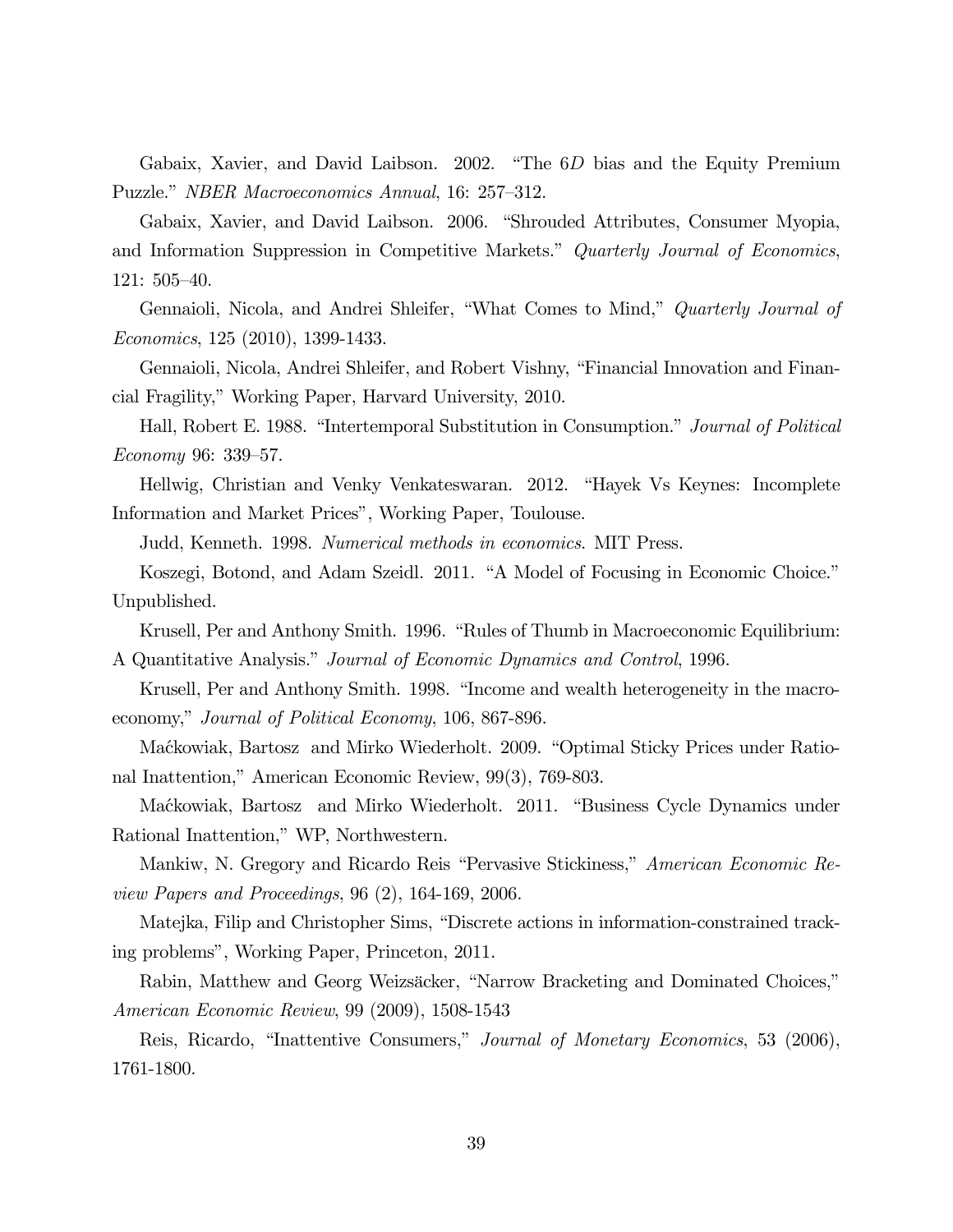Gabaix, Xavier, and David Laibson. 2002. "The $6D$ bias and the Equity Premium Puzzle." *NBER Macroeconomics Annual*, 16: 257–312.

Gabaix, Xavier, and David Laibson. 2006. "Shrouded Attributes, Consumer Myopia, and Information Suppression in Competitive Markets." *Quarterly Journal of Economics*, 121: 505–40.

Gennaioli, Nicola, and Andrei Shleifer, "What Comes to Mind," *Quarterly Journal of Economics*, 125 (2010), 1399-1433.

Gennaioli, Nicola, Andrei Shleifer, and Robert Vishny, "Financial Innovation and Financial Fragility," Working Paper, Harvard University, 2010.

Hall, Robert E. 1988. "Intertemporal Substitution in Consumption." *Journal of Political Economy* 96: 339–57.

Hellwig, Christian and Venky Venkateswaran. 2012. "Hayek Vs Keynes: Incomplete Information and Market Prices", Working Paper, Toulouse.

Judd, Kenneth. 1998. *Numerical methods in economics*. MIT Press.

Koszegi, Botond, and Adam Szeidl. 2011. "A Model of Focusing in Economic Choice." Unpublished.

Krusell, Per and Anthony Smith. 1996. "Rules of Thumb in Macroeconomic Equilibrium: A Quantitative Analysis." *Journal of Economic Dynamics and Control*, 1996.

Krusell, Per and Anthony Smith. 1998. "Income and wealth heterogeneity in the macroeconomy," *Journal of Political Economy*, 106, 867-896.

Maćkowiak, Bartosz and Mirko Wiederholt. 2009. "Optimal Sticky Prices under Rational Inattention," American Economic Review, 99(3), 769-803.

Maćkowiak, Bartosz and Mirko Wiederholt. 2011. "Business Cycle Dynamics under Rational Inattention," WP, Northwestern.

Mankiw, N. Gregory and Ricardo Reis "Pervasive Stickiness," *American Economic Review Papers and Proceedings*, 96 (2), 164-169, 2006.

Matejka, Filip and Christopher Sims, "Discrete actions in information-constrained tracking problems", Working Paper, Princeton, 2011.

Rabin, Matthew and Georg Weizsäcker, "Narrow Bracketing and Dominated Choices," *American Economic Review*, 99 (2009), 1508-1543

Reis, Ricardo, "Inattentive Consumers," *Journal of Monetary Economics*, 53 (2006), 1761-1800.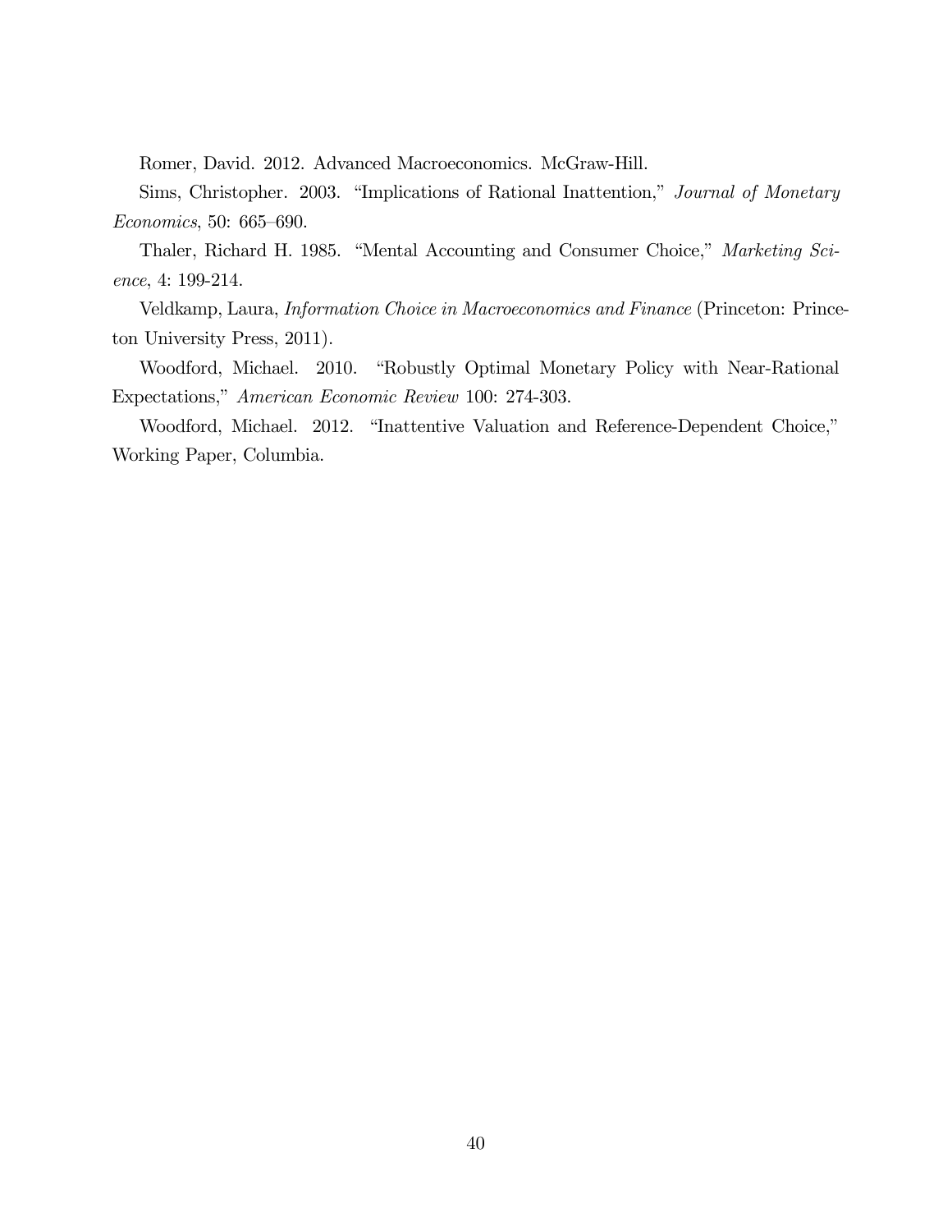Romer, David. 2012. Advanced Macroeconomics. McGraw-Hill.

Sims, Christopher. 2003. "Implications of Rational Inattention," *Journal of Monetary Economics*, 50: 665–690.

Thaler, Richard H. 1985. "Mental Accounting and Consumer Choice," *Marketing Science*, 4: 199-214.

Veldkamp, Laura, *Information Choice in Macroeconomics and Finance* (Princeton: Princeton University Press, 2011).

Woodford, Michael. 2010. "Robustly Optimal Monetary Policy with Near-Rational Expectations," *American Economic Review* 100: 274-303.

Woodford, Michael. 2012. "Inattentive Valuation and Reference-Dependent Choice," Working Paper, Columbia.